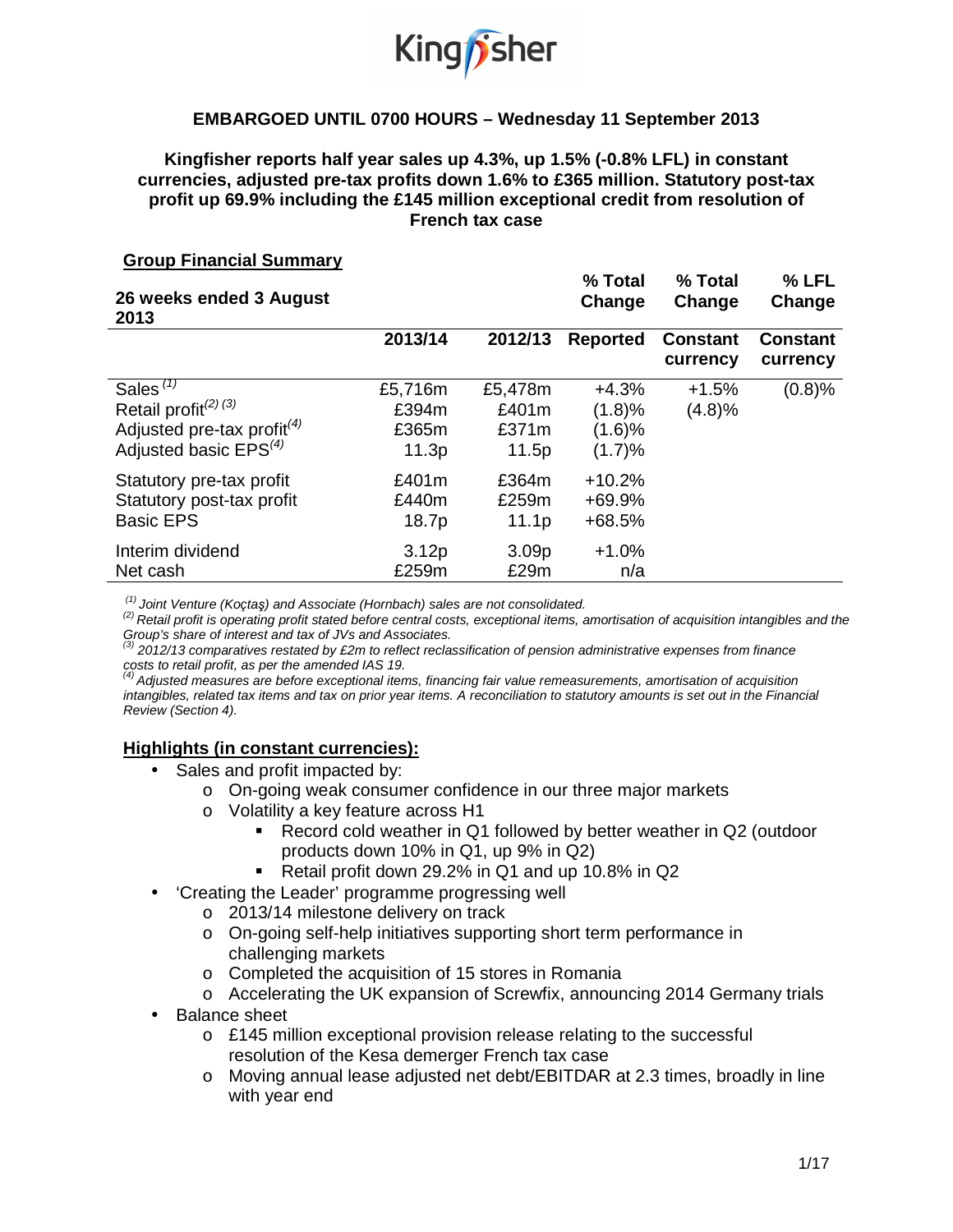**EMBARGOED UNTIL 0700 HOURS – Wednesday 11 September 2013**

**Kingfisher reports half year sales up 4.3%, up 1.5% (-0.8% LFL) in constant currencies, adjusted pre-tax profits down 1.6% to £365 million. Statutory post-tax profit up 69.9% including the £145 million exceptional credit from resolution of French tax case**

**Group Financial Summary**

| 26 weeks ended 3 August 2013 | 2013/14 | 2012/13 | % Total Change Reported | % Total Change Constant currency | % LFL Change Constant currency |
|---|---|---|---|---|---|
| Sales [1] | £5,716m | £5,478m | +4.3% | +1.5% | (0.8)% |
| Retail profit [2] [3] | £394m | £401m | (1.8)% | (4.8)% | |
| Adjusted pre-tax profit [4] | £365m | £371m | (1.6)% | | |
| Adjusted basic EPS [4] | 11.3p | 11.5p | (1.7)% | | |
| Statutory pre-tax profit | £401m | £364m | +10.2% | | |
| Statutory post-tax profit | £440m | £259m | +69.9% | | |
| Basic EPS | 18.7p | 11.1p | +68.5% | | |
| Interim dividend | 3.12p | 3.09p | +1.0% | | |
| Net cash | £259m | £29m | n/a | | |

*[1] Joint Venture (Koçtaş) and Associate (Hornbach) sales are not consolidated.*
*[2] Retail profit is operating profit stated before central costs, exceptional items, amortisation of acquisition intangibles and the Group's share of interest and tax of JVs and Associates.*
*[3] 2012/13 comparatives restated by £2m to reflect reclassification of pension administrative expenses from finance costs to retail profit, as per the amended IAS 19.*
*[4] Adjusted measures are before exceptional items, financing fair value remeasurements, amortisation of acquisition intangibles, related tax items and tax on prior year items. A reconciliation to statutory amounts is set out in the Financial Review (Section 4).*

**Highlights (in constant currencies):**

- Sales and profit impacted by:
  - On-going weak consumer confidence in our three major markets
  - Volatility a key feature across H1
    - Record cold weather in Q1 followed by better weather in Q2 (outdoor products down 10% in Q1, up 9% in Q2)
    - Retail profit down 29.2% in Q1 and up 10.8% in Q2
- 'Creating the Leader' programme progressing well
  - 2013/14 milestone delivery on track
  - On-going self-help initiatives supporting short term performance in challenging markets
  - Completed the acquisition of 15 stores in Romania
  - Accelerating the UK expansion of Screwfix, announcing 2014 Germany trials
- Balance sheet
  - £145 million exceptional provision release relating to the successful resolution of the Kesa demerger French tax case
  - Moving annual lease adjusted net debt/EBITDAR at 2.3 times, broadly in line with year end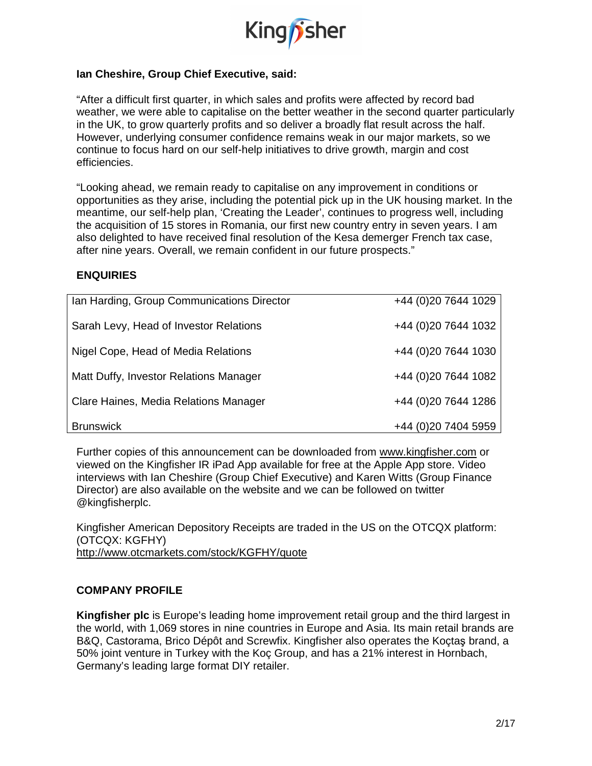**Ian Cheshire, Group Chief Executive, said:**

"After a difficult first quarter, in which sales and profits were affected by record bad weather, we were able to capitalise on the better weather in the second quarter particularly in the UK, to grow quarterly profits and so deliver a broadly flat result across the half. However, underlying consumer confidence remains weak in our major markets, so we continue to focus hard on our self-help initiatives to drive growth, margin and cost efficiencies.

"Looking ahead, we remain ready to capitalise on any improvement in conditions or opportunities as they arise, including the potential pick up in the UK housing market. In the meantime, our self-help plan, 'Creating the Leader', continues to progress well, including the acquisition of 15 stores in Romania, our first new country entry in seven years. I am also delighted to have received final resolution of the Kesa demerger French tax case, after nine years. Overall, we remain confident in our future prospects."

## ENQUIRIES

| | |
|---|---|
| Ian Harding, Group Communications Director | +44 (0)20 7644 1029 |
| Sarah Levy, Head of Investor Relations | +44 (0)20 7644 1032 |
| Nigel Cope, Head of Media Relations | +44 (0)20 7644 1030 |
| Matt Duffy, Investor Relations Manager | +44 (0)20 7644 1082 |
| Clare Haines, Media Relations Manager | +44 (0)20 7644 1286 |
| Brunswick | +44 (0)20 7404 5959 |

Further copies of this announcement can be downloaded from www.kingfisher.com or viewed on the Kingfisher IR iPad App available for free at the Apple App store. Video interviews with Ian Cheshire (Group Chief Executive) and Karen Witts (Group Finance Director) are also available on the website and we can be followed on twitter @kingfisherplc.

Kingfisher American Depository Receipts are traded in the US on the OTCQX platform: (OTCQX: KGFHY)
http://www.otcmarkets.com/stock/KGFHY/quote

## COMPANY PROFILE

**Kingfisher plc** is Europe's leading home improvement retail group and the third largest in the world, with 1,069 stores in nine countries in Europe and Asia. Its main retail brands are B&Q, Castorama, Brico Dépôt and Screwfix. Kingfisher also operates the Koçtaş brand, a 50% joint venture in Turkey with the Koç Group, and has a 21% interest in Hornbach, Germany's leading large format DIY retailer.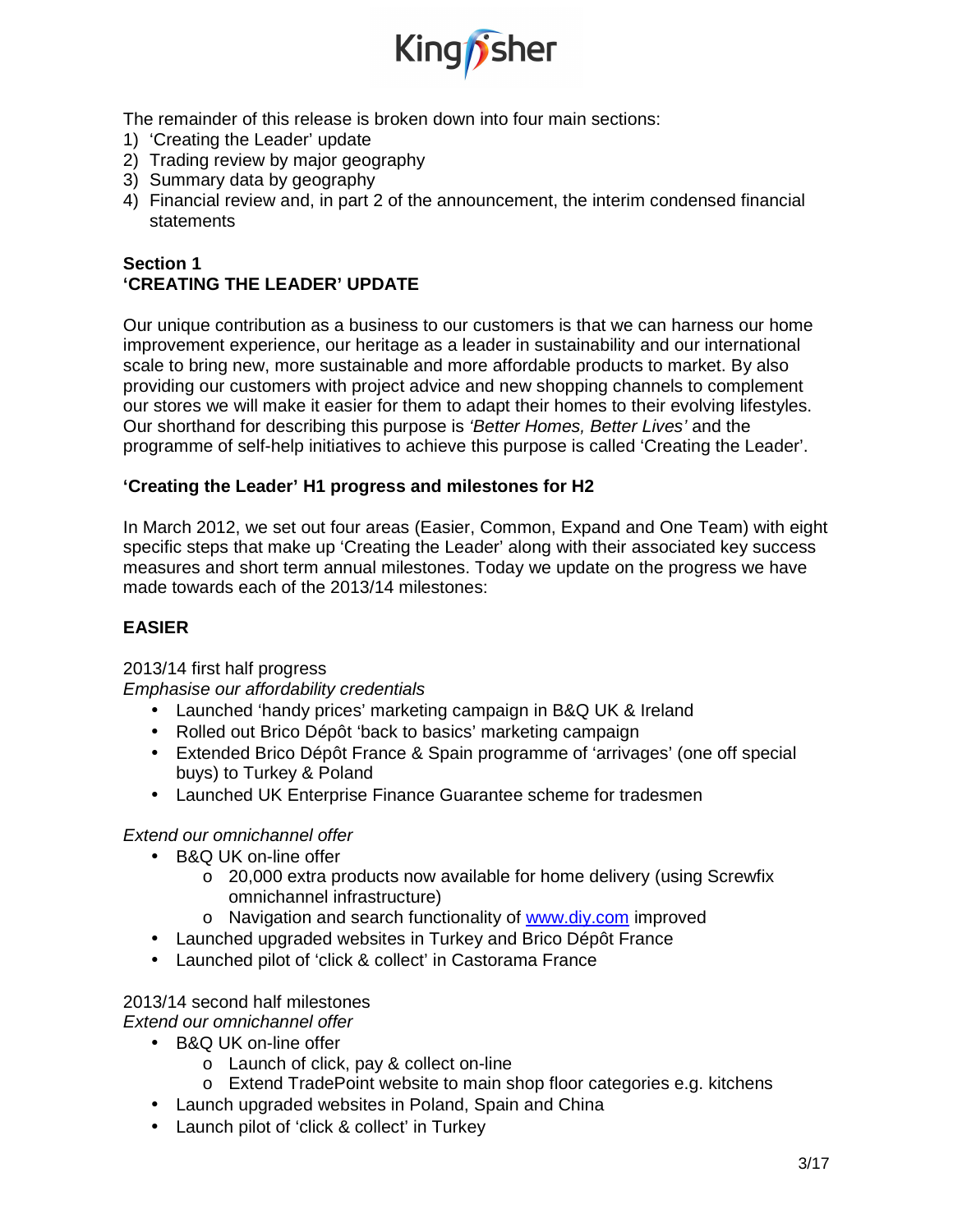The remainder of this release is broken down into four main sections:

1) 'Creating the Leader' update
2) Trading review by major geography
3) Summary data by geography
4) Financial review and, in part 2 of the announcement, the interim condensed financial statements

## Section 1
## 'CREATING THE LEADER' UPDATE

Our unique contribution as a business to our customers is that we can harness our home improvement experience, our heritage as a leader in sustainability and our international scale to bring new, more sustainable and more affordable products to market. By also providing our customers with project advice and new shopping channels to complement our stores we will make it easier for them to adapt their homes to their evolving lifestyles. Our shorthand for describing this purpose is *'Better Homes, Better Lives'* and the programme of self-help initiatives to achieve this purpose is called 'Creating the Leader'.

### 'Creating the Leader' H1 progress and milestones for H2

In March 2012, we set out four areas (Easier, Common, Expand and One Team) with eight specific steps that make up 'Creating the Leader' along with their associated key success measures and short term annual milestones. Today we update on the progress we have made towards each of the 2013/14 milestones:

### EASIER

2013/14 first half progress

*Emphasise our affordability credentials*

- Launched 'handy prices' marketing campaign in B&Q UK & Ireland
- Rolled out Brico Dépôt 'back to basics' marketing campaign
- Extended Brico Dépôt France & Spain programme of 'arrivages' (one off special buys) to Turkey & Poland
- Launched UK Enterprise Finance Guarantee scheme for tradesmen

*Extend our omnichannel offer*

- B&Q UK on-line offer
  - 20,000 extra products now available for home delivery (using Screwfix omnichannel infrastructure)
  - Navigation and search functionality of www.diy.com improved
- Launched upgraded websites in Turkey and Brico Dépôt France
- Launched pilot of 'click & collect' in Castorama France

2013/14 second half milestones

*Extend our omnichannel offer*

- B&Q UK on-line offer
  - Launch of click, pay & collect on-line
  - Extend TradePoint website to main shop floor categories e.g. kitchens
- Launch upgraded websites in Poland, Spain and China
- Launch pilot of 'click & collect' in Turkey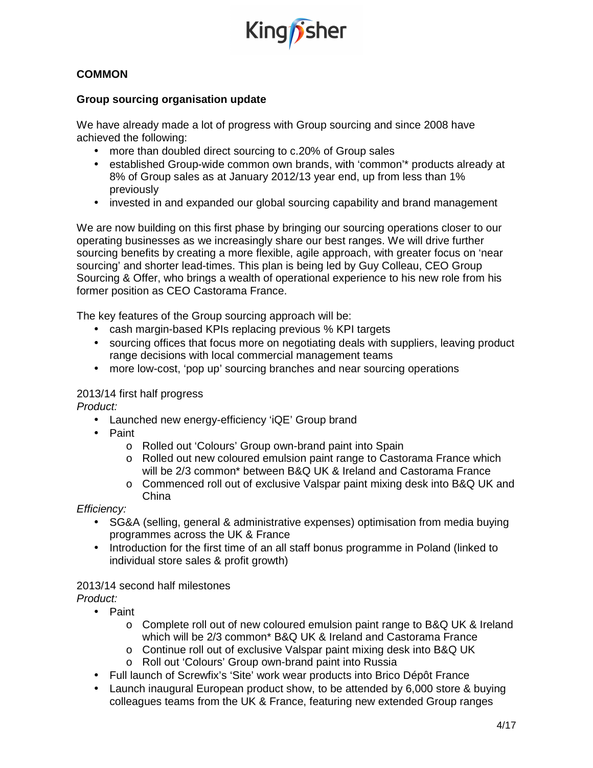## COMMON

### Group sourcing organisation update

We have already made a lot of progress with Group sourcing and since 2008 have achieved the following:

- more than doubled direct sourcing to c.20% of Group sales
- established Group-wide common own brands, with 'common'* products already at 8% of Group sales as at January 2012/13 year end, up from less than 1% previously
- invested in and expanded our global sourcing capability and brand management

We are now building on this first phase by bringing our sourcing operations closer to our operating businesses as we increasingly share our best ranges. We will drive further sourcing benefits by creating a more flexible, agile approach, with greater focus on 'near sourcing' and shorter lead-times. This plan is being led by Guy Colleau, CEO Group Sourcing & Offer, who brings a wealth of operational experience to his new role from his former position as CEO Castorama France.

The key features of the Group sourcing approach will be:

- cash margin-based KPIs replacing previous % KPI targets
- sourcing offices that focus more on negotiating deals with suppliers, leaving product range decisions with local commercial management teams
- more low-cost, 'pop up' sourcing branches and near sourcing operations

2013/14 first half progress

*Product:*

- Launched new energy-efficiency 'iQE' Group brand
- Paint
  - Rolled out 'Colours' Group own-brand paint into Spain
  - Rolled out new coloured emulsion paint range to Castorama France which will be 2/3 common* between B&Q UK & Ireland and Castorama France
  - Commenced roll out of exclusive Valspar paint mixing desk into B&Q UK and China

*Efficiency:*

- SG&A (selling, general & administrative expenses) optimisation from media buying programmes across the UK & France
- Introduction for the first time of an all staff bonus programme in Poland (linked to individual store sales & profit growth)

2013/14 second half milestones

*Product:*

- Paint
  - Complete roll out of new coloured emulsion paint range to B&Q UK & Ireland which will be 2/3 common* B&Q UK & Ireland and Castorama France
  - Continue roll out of exclusive Valspar paint mixing desk into B&Q UK
  - Roll out 'Colours' Group own-brand paint into Russia
- Full launch of Screwfix's 'Site' work wear products into Brico Dépôt France
- Launch inaugural European product show, to be attended by 6,000 store & buying colleagues teams from the UK & France, featuring new extended Group ranges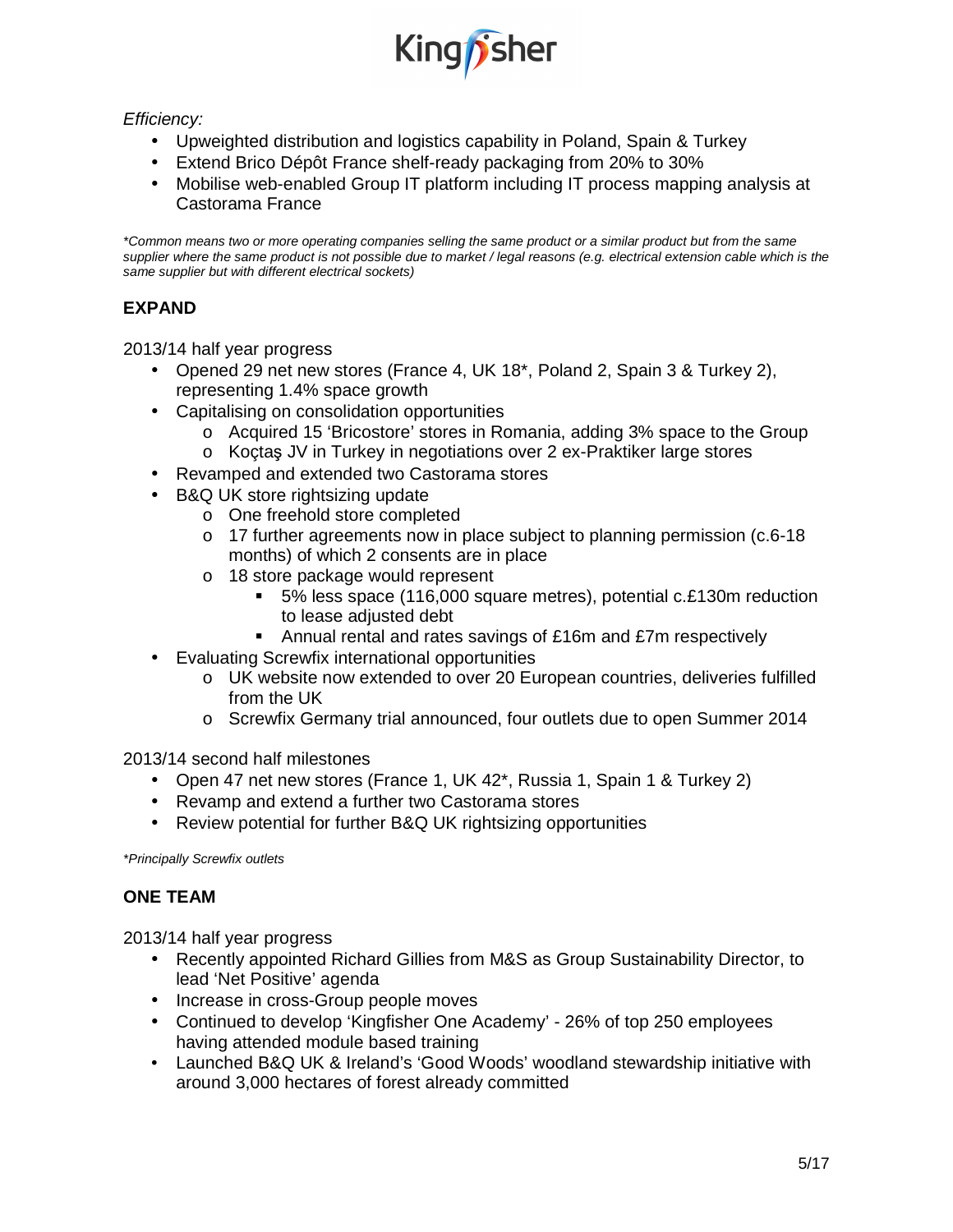*Efficiency:*

- Upweighted distribution and logistics capability in Poland, Spain & Turkey
- Extend Brico Dépôt France shelf-ready packaging from 20% to 30%
- Mobilise web-enabled Group IT platform including IT process mapping analysis at Castorama France

*\*Common means two or more operating companies selling the same product or a similar product but from the same supplier where the same product is not possible due to market / legal reasons (e.g. electrical extension cable which is the same supplier but with different electrical sockets)*

**EXPAND**

2013/14 half year progress

- Opened 29 net new stores (France 4, UK 18*, Poland 2, Spain 3 & Turkey 2), representing 1.4% space growth
- Capitalising on consolidation opportunities
  - Acquired 15 'Bricostore' stores in Romania, adding 3% space to the Group
  - Koçtaş JV in Turkey in negotiations over 2 ex-Praktiker large stores
- Revamped and extended two Castorama stores
- B&Q UK store rightsizing update
  - One freehold store completed
  - 17 further agreements now in place subject to planning permission (c.6-18 months) of which 2 consents are in place
  - 18 store package would represent
    - 5% less space (116,000 square metres), potential c.£130m reduction to lease adjusted debt
    - Annual rental and rates savings of £16m and £7m respectively
- Evaluating Screwfix international opportunities
  - UK website now extended to over 20 European countries, deliveries fulfilled from the UK
  - Screwfix Germany trial announced, four outlets due to open Summer 2014

2013/14 second half milestones

- Open 47 net new stores (France 1, UK 42*, Russia 1, Spain 1 & Turkey 2)
- Revamp and extend a further two Castorama stores
- Review potential for further B&Q UK rightsizing opportunities

*\*Principally Screwfix outlets*

**ONE TEAM**

2013/14 half year progress

- Recently appointed Richard Gillies from M&S as Group Sustainability Director, to lead 'Net Positive' agenda
- Increase in cross-Group people moves
- Continued to develop 'Kingfisher One Academy' - 26% of top 250 employees having attended module based training
- Launched B&Q UK & Ireland's 'Good Woods' woodland stewardship initiative with around 3,000 hectares of forest already committed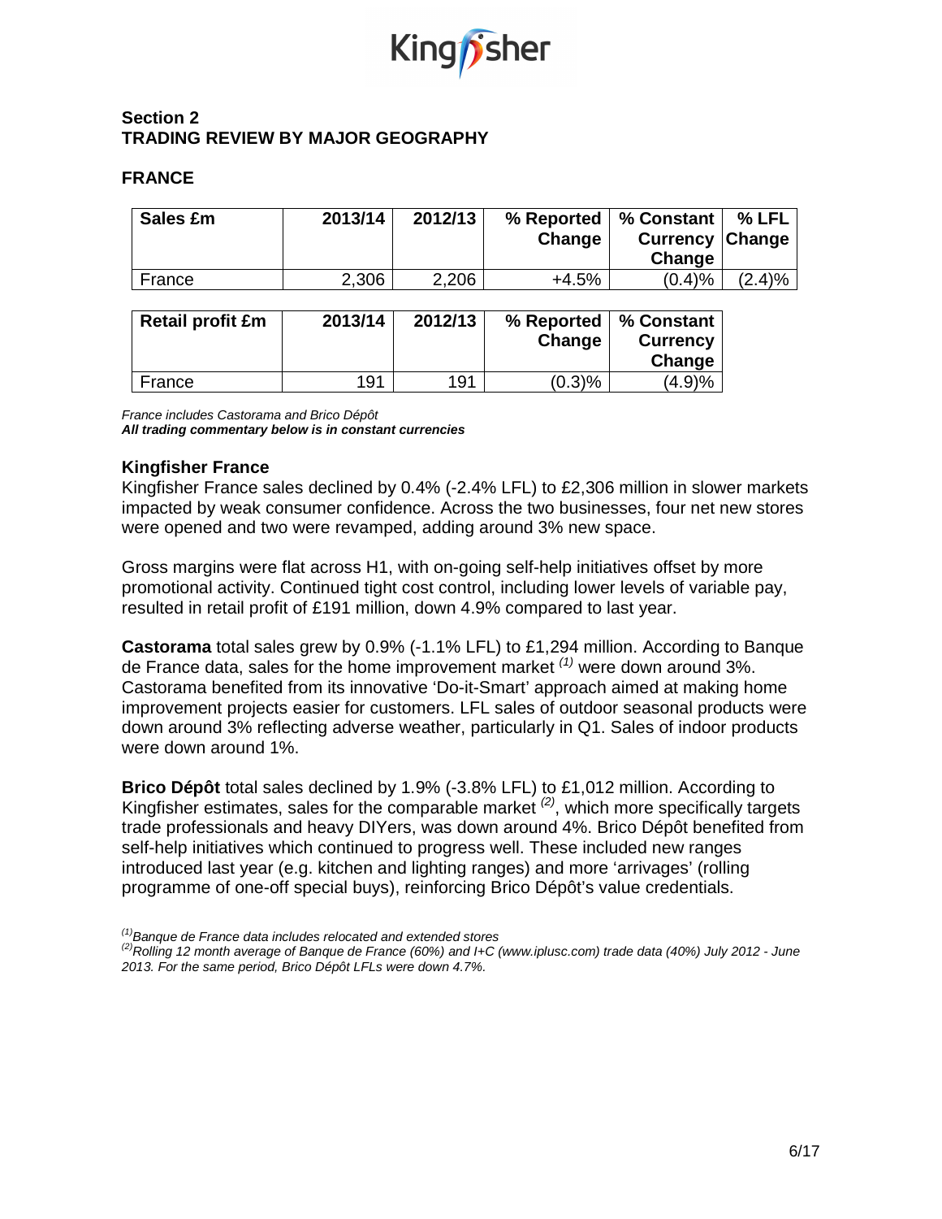## Section 2
## TRADING REVIEW BY MAJOR GEOGRAPHY

### FRANCE

| Sales £m | 2013/14 | 2012/13 | % Reported Change | % Constant Currency Change | % LFL Change |
|---|---|---|---|---|---|
| France | 2,306 | 2,206 | +4.5% | (0.4)% | (2.4)% |

| Retail profit £m | 2013/14 | 2012/13 | % Reported Change | % Constant Currency Change |
|---|---|---|---|---|
| France | 191 | 191 | (0.3)% | (4.9)% |

*France includes Castorama and Brico Dépôt*
***All trading commentary below is in constant currencies***

**Kingfisher France**

Kingfisher France sales declined by 0.4% (-2.4% LFL) to £2,306 million in slower markets impacted by weak consumer confidence. Across the two businesses, four net new stores were opened and two were revamped, adding around 3% new space.

Gross margins were flat across H1, with on-going self-help initiatives offset by more promotional activity. Continued tight cost control, including lower levels of variable pay, resulted in retail profit of £191 million, down 4.9% compared to last year.

**Castorama** total sales grew by 0.9% (-1.1% LFL) to £1,294 million. According to Banque de France data, sales for the home improvement market [(1)] were down around 3%. Castorama benefited from its innovative 'Do-it-Smart' approach aimed at making home improvement projects easier for customers. LFL sales of outdoor seasonal products were down around 3% reflecting adverse weather, particularly in Q1. Sales of indoor products were down around 1%.

**Brico Dépôt** total sales declined by 1.9% (-3.8% LFL) to £1,012 million. According to Kingfisher estimates, sales for the comparable market [(2)], which more specifically targets trade professionals and heavy DIYers, was down around 4%. Brico Dépôt benefited from self-help initiatives which continued to progress well. These included new ranges introduced last year (e.g. kitchen and lighting ranges) and more 'arrivages' (rolling programme of one-off special buys), reinforcing Brico Dépôt's value credentials.

*[(1)] Banque de France data includes relocated and extended stores*
*[(2)] Rolling 12 month average of Banque de France (60%) and I+C (www.iplusc.com) trade data (40%) July 2012 - June 2013. For the same period, Brico Dépôt LFLs were down 4.7%.*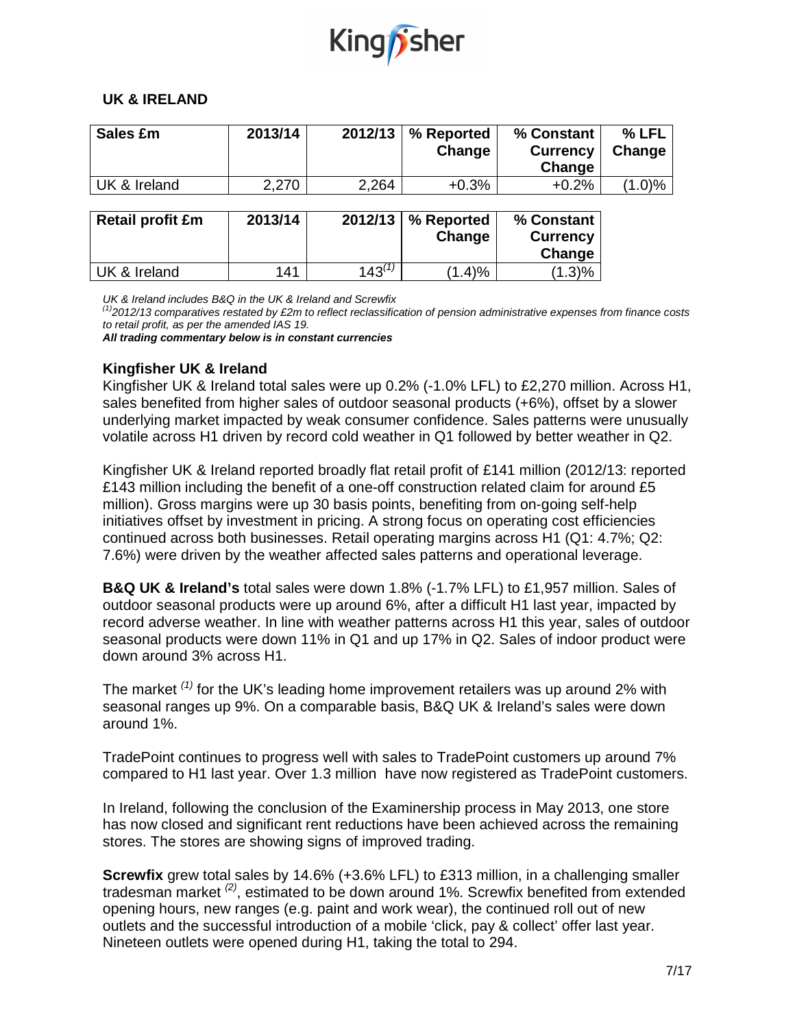## UK & IRELAND

| Sales £m | 2013/14 | 2012/13 | % Reported Change | % Constant Currency Change | % LFL Change |
|---|---|---|---|---|---|
| UK & Ireland | 2,270 | 2,264 | +0.3% | +0.2% | (1.0)% |

| Retail profit £m | 2013/14 | 2012/13 | % Reported Change | % Constant Currency Change |
|---|---|---|---|---|
| UK & Ireland | 141 | 143[(1)] | (1.4)% | (1.3)% |

*UK & Ireland includes B&Q in the UK & Ireland and Screwfix*
*[(1)]2012/13 comparatives restated by £2m to reflect reclassification of pension administrative expenses from finance costs to retail profit, as per the amended IAS 19.*
***All trading commentary below is in constant currencies***

### Kingfisher UK & Ireland

Kingfisher UK & Ireland total sales were up 0.2% (-1.0% LFL) to £2,270 million. Across H1, sales benefited from higher sales of outdoor seasonal products (+6%), offset by a slower underlying market impacted by weak consumer confidence. Sales patterns were unusually volatile across H1 driven by record cold weather in Q1 followed by better weather in Q2.

Kingfisher UK & Ireland reported broadly flat retail profit of £141 million (2012/13: reported £143 million including the benefit of a one-off construction related claim for around £5 million). Gross margins were up 30 basis points, benefiting from on-going self-help initiatives offset by investment in pricing. A strong focus on operating cost efficiencies continued across both businesses. Retail operating margins across H1 (Q1: 4.7%; Q2: 7.6%) were driven by the weather affected sales patterns and operational leverage.

**B&Q UK & Ireland's** total sales were down 1.8% (-1.7% LFL) to £1,957 million. Sales of outdoor seasonal products were up around 6%, after a difficult H1 last year, impacted by record adverse weather. In line with weather patterns across H1 this year, sales of outdoor seasonal products were down 11% in Q1 and up 17% in Q2. Sales of indoor product were down around 3% across H1.

The market [(1)] for the UK's leading home improvement retailers was up around 2% with seasonal ranges up 9%. On a comparable basis, B&Q UK & Ireland's sales were down around 1%.

TradePoint continues to progress well with sales to TradePoint customers up around 7% compared to H1 last year. Over 1.3 million have now registered as TradePoint customers.

In Ireland, following the conclusion of the Examinership process in May 2013, one store has now closed and significant rent reductions have been achieved across the remaining stores. The stores are showing signs of improved trading.

**Screwfix** grew total sales by 14.6% (+3.6% LFL) to £313 million, in a challenging smaller tradesman market [(2)], estimated to be down around 1%. Screwfix benefited from extended opening hours, new ranges (e.g. paint and work wear), the continued roll out of new outlets and the successful introduction of a mobile 'click, pay & collect' offer last year. Nineteen outlets were opened during H1, taking the total to 294.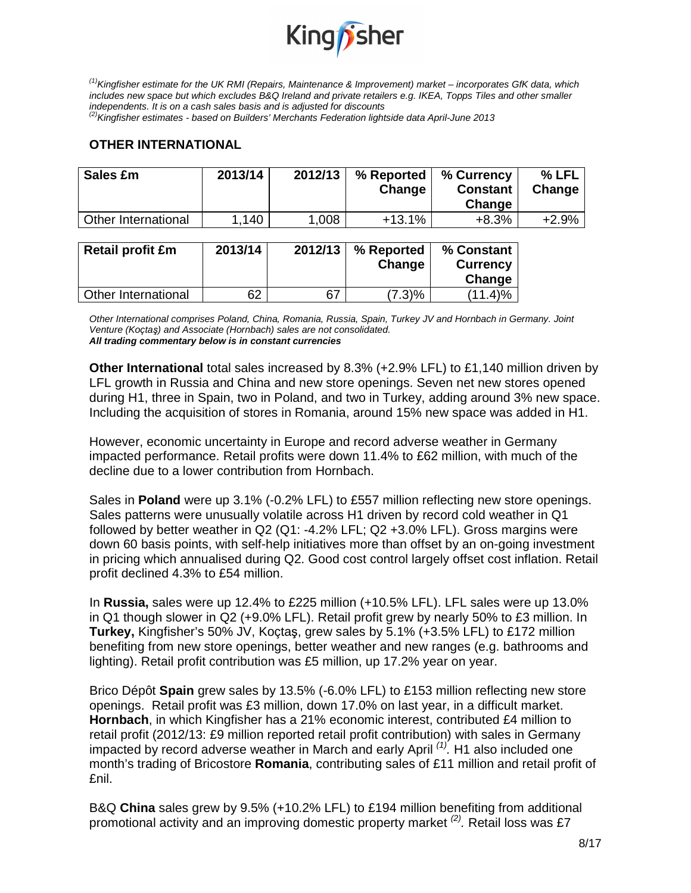[(1)]Kingfisher estimate for the UK RMI (Repairs, Maintenance & Improvement) market – incorporates GfK data, which includes new space but which excludes B&Q Ireland and private retailers e.g. IKEA, Topps Tiles and other smaller independents. It is on a cash sales basis and is adjusted for discounts
[(2)]Kingfisher estimates - based on Builders' Merchants Federation lightside data April-June 2013

## OTHER INTERNATIONAL

| Sales £m | 2013/14 | 2012/13 | % Reported Change | % Currency Constant Change | % LFL Change |
|---|---|---|---|---|---|
| Other International | 1,140 | 1,008 | +13.1% | +8.3% | +2.9% |

| Retail profit £m | 2013/14 | 2012/13 | % Reported Change | % Constant Currency Change |
|---|---|---|---|---|
| Other International | 62 | 67 | (7.3)% | (11.4)% |

*Other International comprises Poland, China, Romania, Russia, Spain, Turkey JV and Hornbach in Germany. Joint Venture (Koçtaş) and Associate (Hornbach) sales are not consolidated.*
***All trading commentary below is in constant currencies***

**Other International** total sales increased by 8.3% (+2.9% LFL) to £1,140 million driven by LFL growth in Russia and China and new store openings. Seven net new stores opened during H1, three in Spain, two in Poland, and two in Turkey, adding around 3% new space. Including the acquisition of stores in Romania, around 15% new space was added in H1.

However, economic uncertainty in Europe and record adverse weather in Germany impacted performance. Retail profits were down 11.4% to £62 million, with much of the decline due to a lower contribution from Hornbach.

Sales in **Poland** were up 3.1% (-0.2% LFL) to £557 million reflecting new store openings. Sales patterns were unusually volatile across H1 driven by record cold weather in Q1 followed by better weather in Q2 (Q1: -4.2% LFL; Q2 +3.0% LFL). Gross margins were down 60 basis points, with self-help initiatives more than offset by an on-going investment in pricing which annualised during Q2. Good cost control largely offset cost inflation. Retail profit declined 4.3% to £54 million.

In **Russia,** sales were up 12.4% to £225 million (+10.5% LFL). LFL sales were up 13.0% in Q1 though slower in Q2 (+9.0% LFL). Retail profit grew by nearly 50% to £3 million. In **Turkey,** Kingfisher's 50% JV, Koçtaş, grew sales by 5.1% (+3.5% LFL) to £172 million benefiting from new store openings, better weather and new ranges (e.g. bathrooms and lighting). Retail profit contribution was £5 million, up 17.2% year on year.

Brico Dépôt **Spain** grew sales by 13.5% (-6.0% LFL) to £153 million reflecting new store openings. Retail profit was £3 million, down 17.0% on last year, in a difficult market. **Hornbach**, in which Kingfisher has a 21% economic interest, contributed £4 million to retail profit (2012/13: £9 million reported retail profit contribution) with sales in Germany impacted by record adverse weather in March and early April [(1)]. H1 also included one month's trading of Bricostore **Romania**, contributing sales of £11 million and retail profit of £nil.

B&Q **China** sales grew by 9.5% (+10.2% LFL) to £194 million benefiting from additional promotional activity and an improving domestic property market [(2)]. Retail loss was £7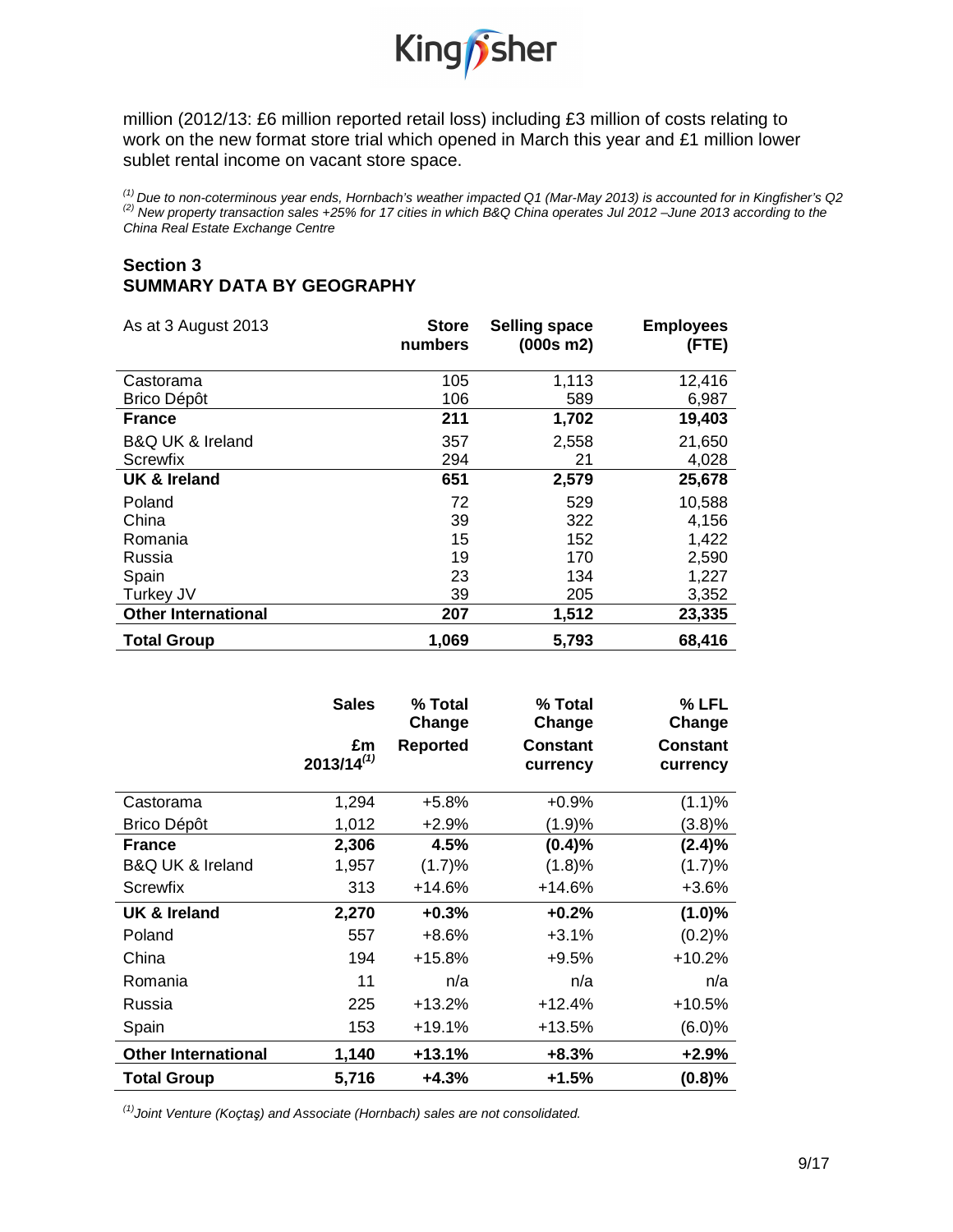million (2012/13: £6 million reported retail loss) including £3 million of costs relating to work on the new format store trial which opened in March this year and £1 million lower sublet rental income on vacant store space.

*[1] Due to non-coterminous year ends, Hornbach's weather impacted Q1 (Mar-May 2013) is accounted for in Kingfisher's Q2*
*[2] New property transaction sales +25% for 17 cities in which B&Q China operates Jul 2012 –June 2013 according to the China Real Estate Exchange Centre*

## Section 3
## SUMMARY DATA BY GEOGRAPHY

| As at 3 August 2013 | Store numbers | Selling space (000s m2) | Employees (FTE) |
|---|---|---|---|
| Castorama | 105 | 1,113 | 12,416 |
| Brico Dépôt | 106 | 589 | 6,987 |
| **France** | **211** | **1,702** | **19,403** |
| B&Q UK & Ireland | 357 | 2,558 | 21,650 |
| Screwfix | 294 | 21 | 4,028 |
| **UK & Ireland** | **651** | **2,579** | **25,678** |
| Poland | 72 | 529 | 10,588 |
| China | 39 | 322 | 4,156 |
| Romania | 15 | 152 | 1,422 |
| Russia | 19 | 170 | 2,590 |
| Spain | 23 | 134 | 1,227 |
| Turkey JV | 39 | 205 | 3,352 |
| **Other International** | **207** | **1,512** | **23,335** |
| **Total Group** | **1,069** | **5,793** | **68,416** |

| | Sales £m 2013/14[1] | % Total Change Reported | % Total Change Constant currency | % LFL Change Constant currency |
|---|---|---|---|---|
| Castorama | 1,294 | +5.8% | +0.9% | (1.1)% |
| Brico Dépôt | 1,012 | +2.9% | (1.9)% | (3.8)% |
| **France** | **2,306** | **4.5%** | **(0.4)%** | **(2.4)%** |
| B&Q UK & Ireland | 1,957 | (1.7)% | (1.8)% | (1.7)% |
| Screwfix | 313 | +14.6% | +14.6% | +3.6% |
| **UK & Ireland** | **2,270** | **+0.3%** | **+0.2%** | **(1.0)%** |
| Poland | 557 | +8.6% | +3.1% | (0.2)% |
| China | 194 | +15.8% | +9.5% | +10.2% |
| Romania | 11 | n/a | n/a | n/a |
| Russia | 225 | +13.2% | +12.4% | +10.5% |
| Spain | 153 | +19.1% | +13.5% | (6.0)% |
| **Other International** | **1,140** | **+13.1%** | **+8.3%** | **+2.9%** |
| **Total Group** | **5,716** | **+4.3%** | **+1.5%** | **(0.8)%** |

*[1] Joint Venture (Koçtaş) and Associate (Hornbach) sales are not consolidated.*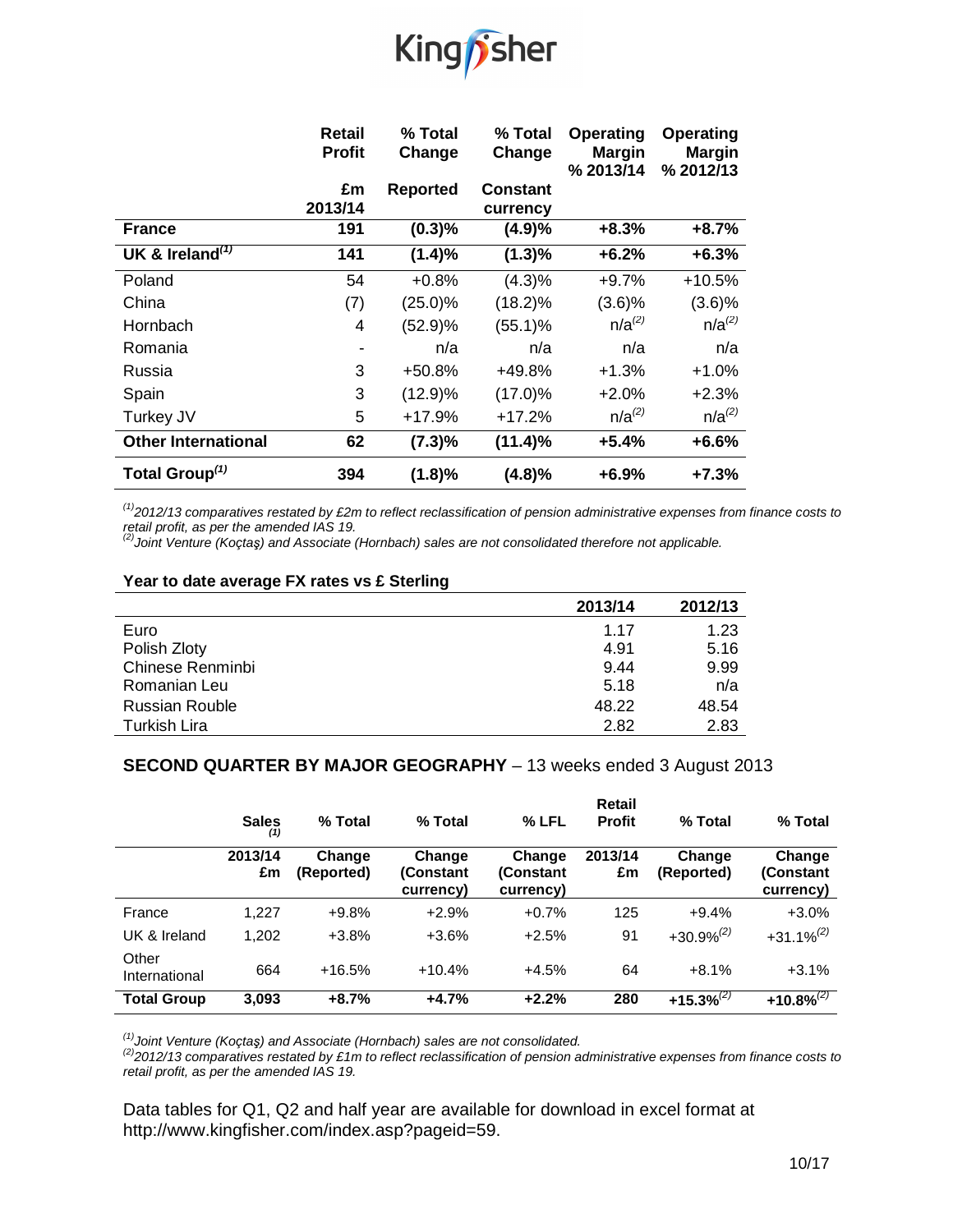| | Retail Profit | % Total Change | % Total Change | Operating Margin % 2013/14 | Operating Margin % 2012/13 |
|---|---|---|---|---|---|
| | £m 2013/14 | Reported | Constant currency | | |
| **France** | **191** | **(0.3)%** | **(4.9)%** | **+8.3%** | **+8.7%** |
| **UK & Ireland[(1)]** | **141** | **(1.4)%** | **(1.3)%** | **+6.2%** | **+6.3%** |
| Poland | 54 | +0.8% | (4.3)% | +9.7% | +10.5% |
| China | (7) | (25.0)% | (18.2)% | (3.6)% | (3.6)% |
| Hornbach | 4 | (52.9)% | (55.1)% | n/a[(2)] | n/a[(2)] |
| Romania | - | n/a | n/a | n/a | n/a |
| Russia | 3 | +50.8% | +49.8% | +1.3% | +1.0% |
| Spain | 3 | (12.9)% | (17.0)% | +2.0% | +2.3% |
| Turkey JV | 5 | +17.9% | +17.2% | n/a[(2)] | n/a[(2)] |
| **Other International** | **62** | **(7.3)%** | **(11.4)%** | **+5.4%** | **+6.6%** |
| **Total Group[(1)]** | **394** | **(1.8)%** | **(4.8)%** | **+6.9%** | **+7.3%** |

*[(1)]2012/13 comparatives restated by £2m to reflect reclassification of pension administrative expenses from finance costs to retail profit, as per the amended IAS 19.*
*[(2)]Joint Venture (Koçtaş) and Associate (Hornbach) sales are not consolidated therefore not applicable.*

**Year to date average FX rates vs £ Sterling**

| | 2013/14 | 2012/13 |
|---|---|---|
| Euro | 1.17 | 1.23 |
| Polish Zloty | 4.91 | 5.16 |
| Chinese Renminbi | 9.44 | 9.99 |
| Romanian Leu | 5.18 | n/a |
| Russian Rouble | 48.22 | 48.54 |
| Turkish Lira | 2.82 | 2.83 |

### **SECOND QUARTER BY MAJOR GEOGRAPHY** – 13 weeks ended 3 August 2013

| | Sales[(1)] | % Total | % Total | % LFL | Retail Profit | % Total | % Total |
|---|---|---|---|---|---|---|---|
| | 2013/14 £m | Change (Reported) | Change (Constant currency) | Change (Constant currency) | 2013/14 £m | Change (Reported) | Change (Constant currency) |
| France | 1,227 | +9.8% | +2.9% | +0.7% | 125 | +9.4% | +3.0% |
| UK & Ireland | 1,202 | +3.8% | +3.6% | +2.5% | 91 | +30.9%[(2)] | +31.1%[(2)] |
| Other International | 664 | +16.5% | +10.4% | +4.5% | 64 | +8.1% | +3.1% |
| **Total Group** | **3,093** | **+8.7%** | **+4.7%** | **+2.2%** | **280** | **+15.3%[(2)]** | **+10.8%[(2)]** |

*[(1)]Joint Venture (Koçtaş) and Associate (Hornbach) sales are not consolidated.*
*[(2)]2012/13 comparatives restated by £1m to reflect reclassification of pension administrative expenses from finance costs to retail profit, as per the amended IAS 19.*

Data tables for Q1, Q2 and half year are available for download in excel format at http://www.kingfisher.com/index.asp?pageid=59.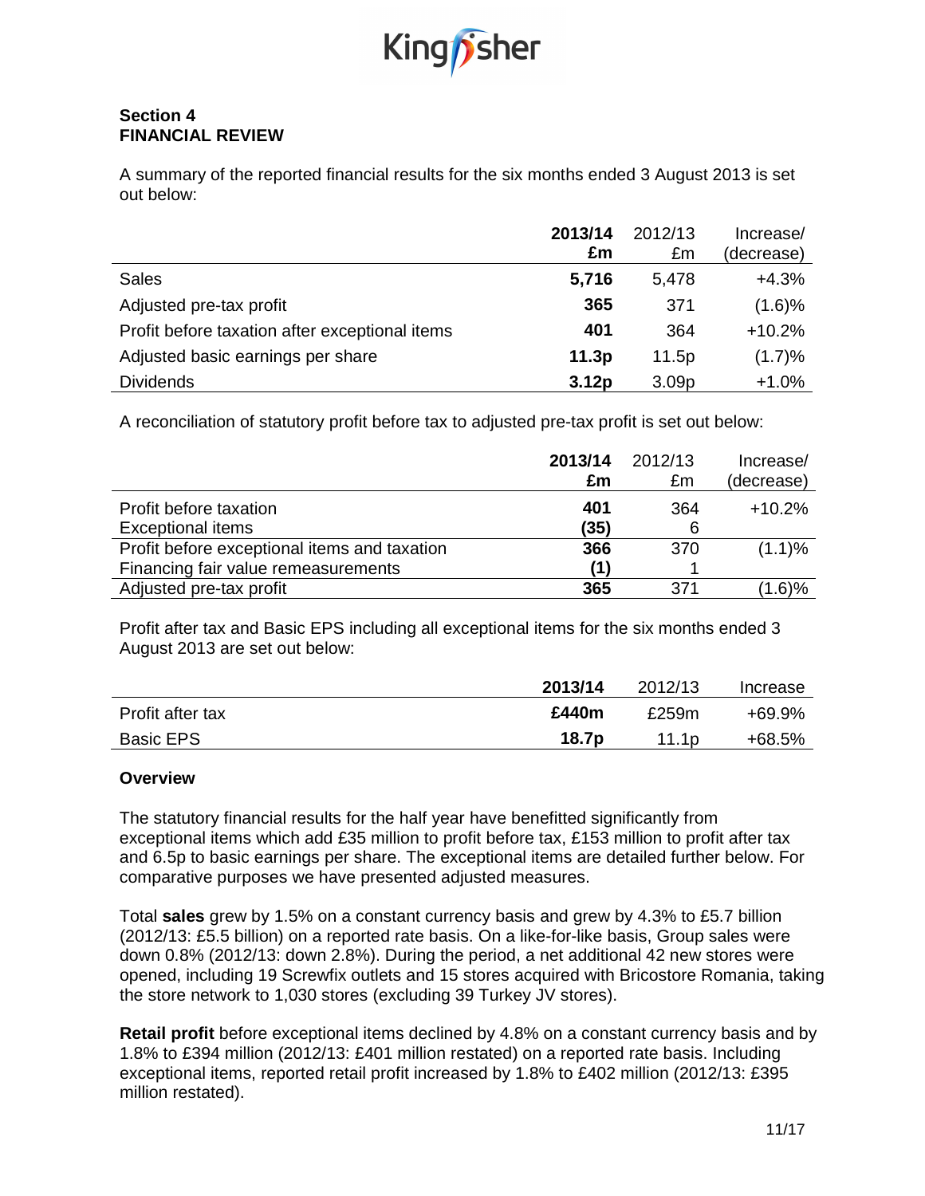## Section 4
## FINANCIAL REVIEW

A summary of the reported financial results for the six months ended 3 August 2013 is set out below:

| | **2013/14 £m** | 2012/13 £m | Increase/ (decrease) |
|---|---|---|---|
| Sales | **5,716** | 5,478 | +4.3% |
| Adjusted pre-tax profit | **365** | 371 | (1.6)% |
| Profit before taxation after exceptional items | **401** | 364 | +10.2% |
| Adjusted basic earnings per share | **11.3p** | 11.5p | (1.7)% |
| Dividends | **3.12p** | 3.09p | +1.0% |

A reconciliation of statutory profit before tax to adjusted pre-tax profit is set out below:

| | **2013/14 £m** | 2012/13 £m | Increase/ (decrease) |
|---|---|---|---|
| Profit before taxation | **401** | 364 | +10.2% |
| Exceptional items | **(35)** | 6 | |
| Profit before exceptional items and taxation | **366** | 370 | (1.1)% |
| Financing fair value remeasurements | **(1)** | 1 | |
| Adjusted pre-tax profit | **365** | 371 | (1.6)% |

Profit after tax and Basic EPS including all exceptional items for the six months ended 3 August 2013 are set out below:

| | **2013/14** | 2012/13 | Increase |
|---|---|---|---|
| Profit after tax | **£440m** | £259m | +69.9% |
| Basic EPS | **18.7p** | 11.1p | +68.5% |

**Overview**

The statutory financial results for the half year have benefitted significantly from exceptional items which add £35 million to profit before tax, £153 million to profit after tax and 6.5p to basic earnings per share. The exceptional items are detailed further below. For comparative purposes we have presented adjusted measures.

Total **sales** grew by 1.5% on a constant currency basis and grew by 4.3% to £5.7 billion (2012/13: £5.5 billion) on a reported rate basis. On a like-for-like basis, Group sales were down 0.8% (2012/13: down 2.8%). During the period, a net additional 42 new stores were opened, including 19 Screwfix outlets and 15 stores acquired with Bricostore Romania, taking the store network to 1,030 stores (excluding 39 Turkey JV stores).

**Retail profit** before exceptional items declined by 4.8% on a constant currency basis and by 1.8% to £394 million (2012/13: £401 million restated) on a reported rate basis. Including exceptional items, reported retail profit increased by 1.8% to £402 million (2012/13: £395 million restated).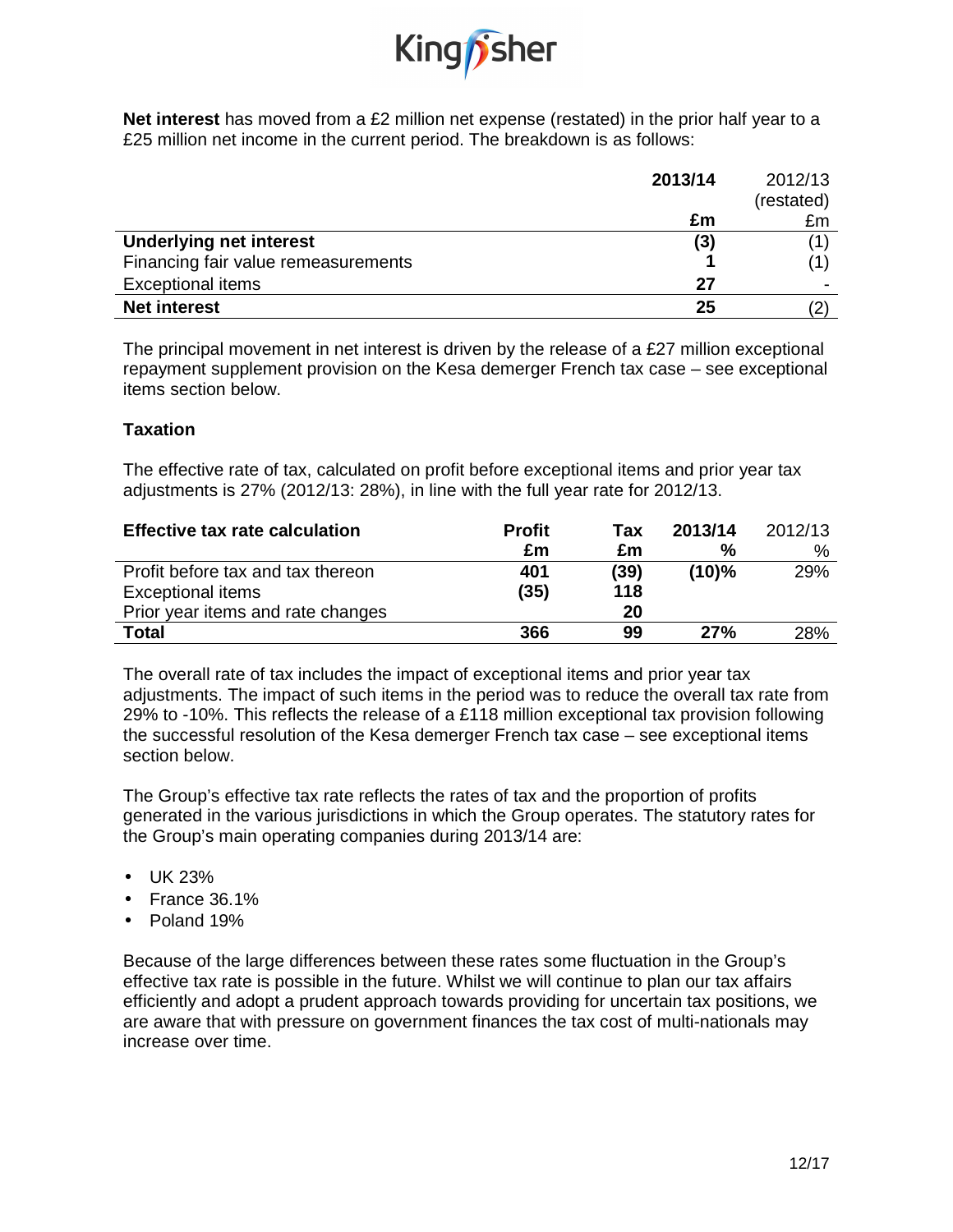**Net interest** has moved from a £2 million net expense (restated) in the prior half year to a £25 million net income in the current period. The breakdown is as follows:

| | 2013/14 | 2012/13 (restated) |
|---|---|---|
| | £m | £m |
| **Underlying net interest** | (3) | (1) |
| Financing fair value remeasurements | 1 | (1) |
| Exceptional items | 27 | - |
| **Net interest** | 25 | (2) |

The principal movement in net interest is driven by the release of a £27 million exceptional repayment supplement provision on the Kesa demerger French tax case – see exceptional items section below.

**Taxation**

The effective rate of tax, calculated on profit before exceptional items and prior year tax adjustments is 27% (2012/13: 28%), in line with the full year rate for 2012/13.

| Effective tax rate calculation | Profit £m | Tax £m | 2013/14 % | 2012/13 % |
|---|---|---|---|---|
| Profit before tax and tax thereon | 401 | (39) | (10)% | 29% |
| Exceptional items | (35) | 118 | | |
| Prior year items and rate changes | | 20 | | |
| **Total** | 366 | 99 | 27% | 28% |

The overall rate of tax includes the impact of exceptional items and prior year tax adjustments. The impact of such items in the period was to reduce the overall tax rate from 29% to -10%. This reflects the release of a £118 million exceptional tax provision following the successful resolution of the Kesa demerger French tax case – see exceptional items section below.

The Group's effective tax rate reflects the rates of tax and the proportion of profits generated in the various jurisdictions in which the Group operates. The statutory rates for the Group's main operating companies during 2013/14 are:

- UK 23%
- France 36.1%
- Poland 19%

Because of the large differences between these rates some fluctuation in the Group's effective tax rate is possible in the future. Whilst we will continue to plan our tax affairs efficiently and adopt a prudent approach towards providing for uncertain tax positions, we are aware that with pressure on government finances the tax cost of multi-nationals may increase over time.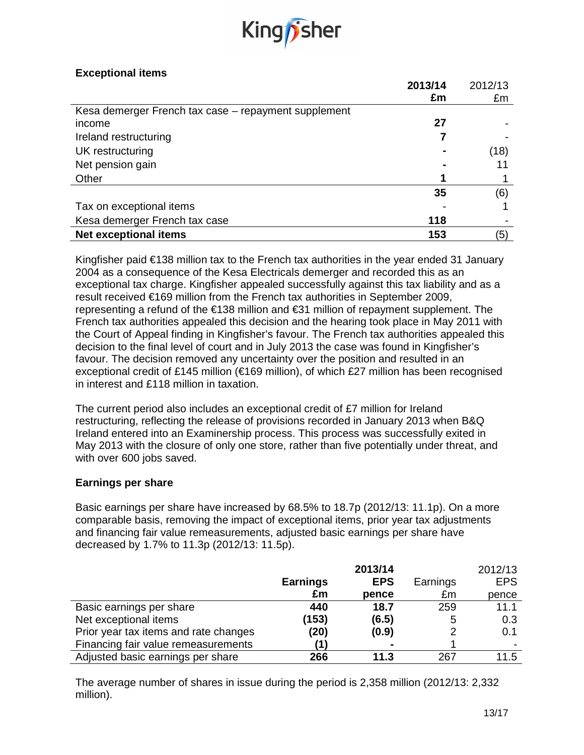## Exceptional items

| | 2013/14 £m | 2012/13 £m |
|---|---|---|
| Kesa demerger French tax case – repayment supplement income | 27 | - |
| Ireland restructuring | 7 | - |
| UK restructuring | - | (18) |
| Net pension gain | - | 11 |
| Other | 1 | 1 |
| | 35 | (6) |
| Tax on exceptional items | - | 1 |
| Kesa demerger French tax case | 118 | - |
| **Net exceptional items** | **153** | (5) |

Kingfisher paid €138 million tax to the French tax authorities in the year ended 31 January 2004 as a consequence of the Kesa Electricals demerger and recorded this as an exceptional tax charge. Kingfisher appealed successfully against this tax liability and as a result received €169 million from the French tax authorities in September 2009, representing a refund of the €138 million and €31 million of repayment supplement. The French tax authorities appealed this decision and the hearing took place in May 2011 with the Court of Appeal finding in Kingfisher's favour. The French tax authorities appealed this decision to the final level of court and in July 2013 the case was found in Kingfisher's favour. The decision removed any uncertainty over the position and resulted in an exceptional credit of £145 million (€169 million), of which £27 million has been recognised in interest and £118 million in taxation.

The current period also includes an exceptional credit of £7 million for Ireland restructuring, reflecting the release of provisions recorded in January 2013 when B&Q Ireland entered into an Examinership process. This process was successfully exited in May 2013 with the closure of only one store, rather than five potentially under threat, and with over 600 jobs saved.

## Earnings per share

Basic earnings per share have increased by 68.5% to 18.7p (2012/13: 11.1p). On a more comparable basis, removing the impact of exceptional items, prior year tax adjustments and financing fair value remeasurements, adjusted basic earnings per share have decreased by 1.7% to 11.3p (2012/13: 11.5p).

| | 2013/14 | | 2012/13 | |
|---|---|---|---|---|
| | Earnings £m | EPS pence | Earnings £m | EPS pence |
| Basic earnings per share | 440 | 18.7 | 259 | 11.1 |
| Net exceptional items | (153) | (6.5) | 5 | 0.3 |
| Prior year tax items and rate changes | (20) | (0.9) | 2 | 0.1 |
| Financing fair value remeasurements | (1) | - | 1 | - |
| Adjusted basic earnings per share | 266 | 11.3 | 267 | 11.5 |

The average number of shares in issue during the period is 2,358 million (2012/13: 2,332 million).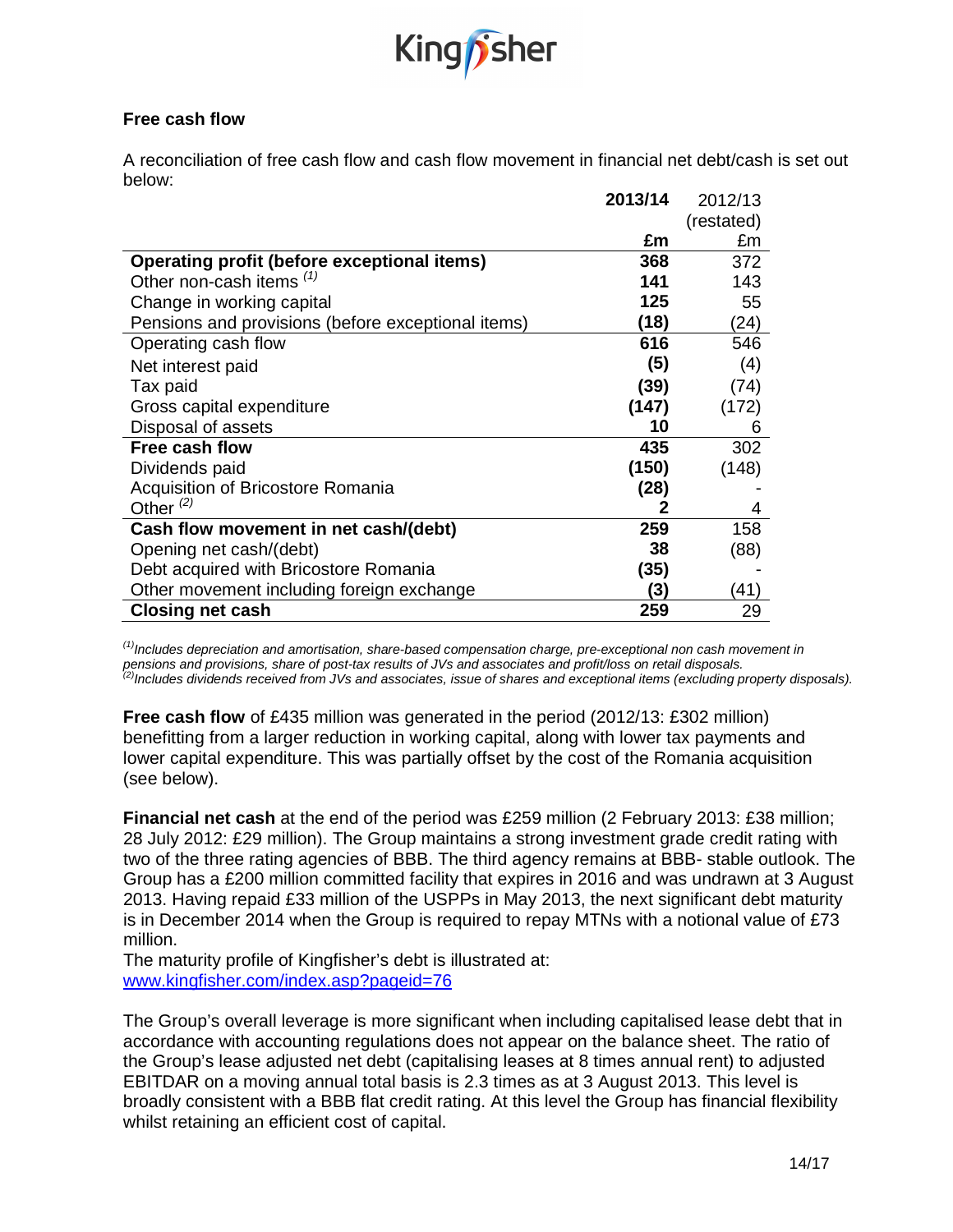## Free cash flow

A reconciliation of free cash flow and cash flow movement in financial net debt/cash is set out below:

| | 2013/14 £m | 2012/13 (restated) £m |
|---|---|---|
| **Operating profit (before exceptional items)** | **368** | 372 |
| Other non-cash items [(1)] | **141** | 143 |
| Change in working capital | **125** | 55 |
| Pensions and provisions (before exceptional items) | **(18)** | (24) |
| Operating cash flow | **616** | 546 |
| Net interest paid | **(5)** | (4) |
| Tax paid | **(39)** | (74) |
| Gross capital expenditure | **(147)** | (172) |
| Disposal of assets | **10** | 6 |
| **Free cash flow** | **435** | 302 |
| Dividends paid | **(150)** | (148) |
| Acquisition of Bricostore Romania | **(28)** | - |
| Other [(2)] | **2** | 4 |
| **Cash flow movement in net cash/(debt)** | **259** | 158 |
| Opening net cash/(debt) | **38** | (88) |
| Debt acquired with Bricostore Romania | **(35)** | - |
| Other movement including foreign exchange | **(3)** | (41) |
| **Closing net cash** | **259** | 29 |

*[(1)] Includes depreciation and amortisation, share-based compensation charge, pre-exceptional non cash movement in pensions and provisions, share of post-tax results of JVs and associates and profit/loss on retail disposals.*
*[(2)] Includes dividends received from JVs and associates, issue of shares and exceptional items (excluding property disposals).*

**Free cash flow** of £435 million was generated in the period (2012/13: £302 million) benefitting from a larger reduction in working capital, along with lower tax payments and lower capital expenditure. This was partially offset by the cost of the Romania acquisition (see below).

**Financial net cash** at the end of the period was £259 million (2 February 2013: £38 million; 28 July 2012: £29 million). The Group maintains a strong investment grade credit rating with two of the three rating agencies of BBB. The third agency remains at BBB- stable outlook. The Group has a £200 million committed facility that expires in 2016 and was undrawn at 3 August 2013. Having repaid £33 million of the USPPs in May 2013, the next significant debt maturity is in December 2014 when the Group is required to repay MTNs with a notional value of £73 million.
The maturity profile of Kingfisher's debt is illustrated at:
www.kingfisher.com/index.asp?pageid=76

The Group's overall leverage is more significant when including capitalised lease debt that in accordance with accounting regulations does not appear on the balance sheet. The ratio of the Group's lease adjusted net debt (capitalising leases at 8 times annual rent) to adjusted EBITDAR on a moving annual total basis is 2.3 times as at 3 August 2013. This level is broadly consistent with a BBB flat credit rating. At this level the Group has financial flexibility whilst retaining an efficient cost of capital.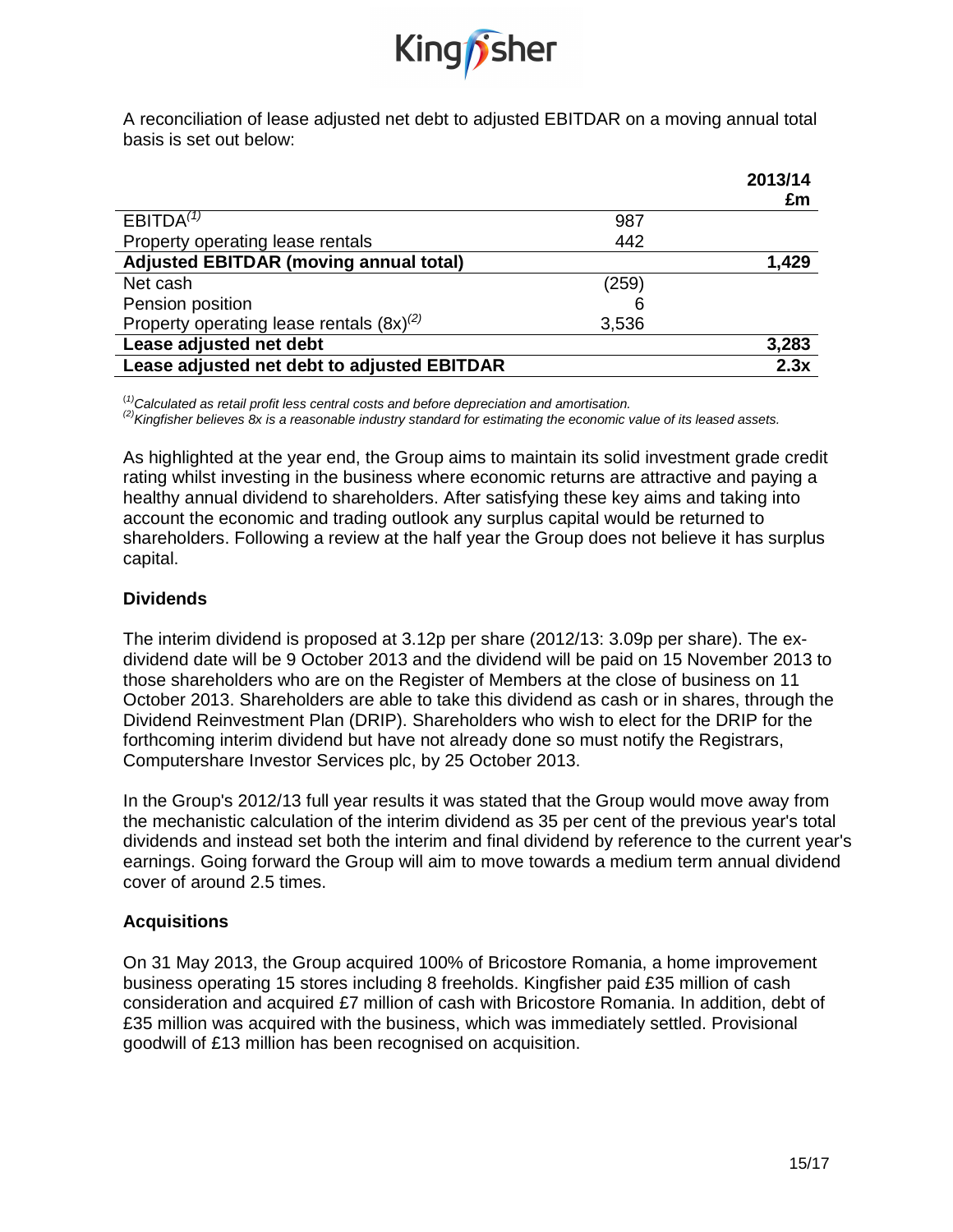A reconciliation of lease adjusted net debt to adjusted EBITDAR on a moving annual total basis is set out below:

| | | 2013/14 £m |
|---|---|---|
| EBITDA[1] | 987 | |
| Property operating lease rentals | 442 | |
| **Adjusted EBITDAR (moving annual total)** | | **1,429** |
| Net cash | (259) | |
| Pension position | 6 | |
| Property operating lease rentals (8x)[2] | 3,536 | |
| **Lease adjusted net debt** | | **3,283** |
| **Lease adjusted net debt to adjusted EBITDAR** | | **2.3x** |

[1] *Calculated as retail profit less central costs and before depreciation and amortisation.*
[2] *Kingfisher believes 8x is a reasonable industry standard for estimating the economic value of its leased assets.*

As highlighted at the year end, the Group aims to maintain its solid investment grade credit rating whilst investing in the business where economic returns are attractive and paying a healthy annual dividend to shareholders. After satisfying these key aims and taking into account the economic and trading outlook any surplus capital would be returned to shareholders. Following a review at the half year the Group does not believe it has surplus capital.

## Dividends

The interim dividend is proposed at 3.12p per share (2012/13: 3.09p per share). The ex-dividend date will be 9 October 2013 and the dividend will be paid on 15 November 2013 to those shareholders who are on the Register of Members at the close of business on 11 October 2013. Shareholders are able to take this dividend as cash or in shares, through the Dividend Reinvestment Plan (DRIP). Shareholders who wish to elect for the DRIP for the forthcoming interim dividend but have not already done so must notify the Registrars, Computershare Investor Services plc, by 25 October 2013.

In the Group's 2012/13 full year results it was stated that the Group would move away from the mechanistic calculation of the interim dividend as 35 per cent of the previous year's total dividends and instead set both the interim and final dividend by reference to the current year's earnings. Going forward the Group will aim to move towards a medium term annual dividend cover of around 2.5 times.

## Acquisitions

On 31 May 2013, the Group acquired 100% of Bricostore Romania, a home improvement business operating 15 stores including 8 freeholds. Kingfisher paid £35 million of cash consideration and acquired £7 million of cash with Bricostore Romania. In addition, debt of £35 million was acquired with the business, which was immediately settled. Provisional goodwill of £13 million has been recognised on acquisition.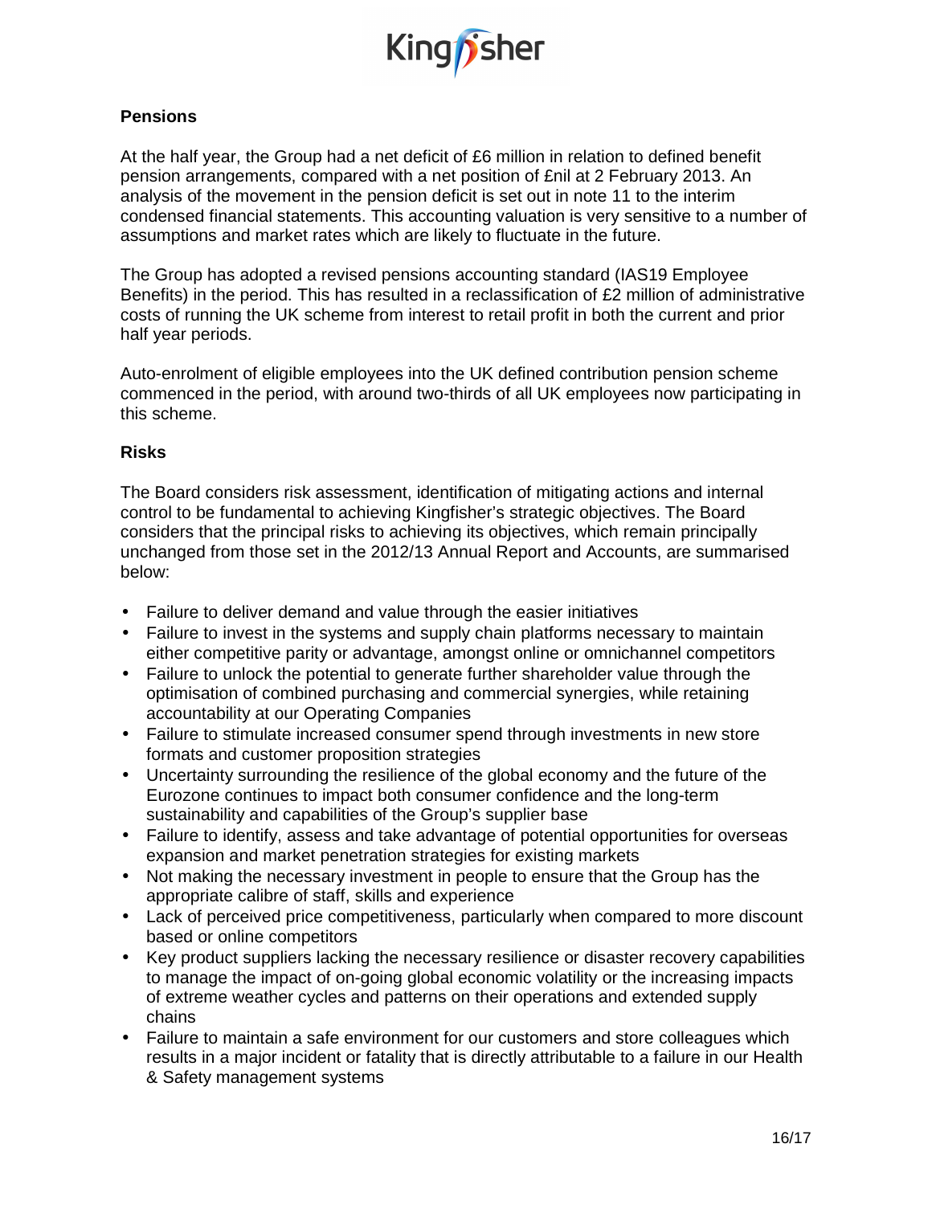## Pensions

At the half year, the Group had a net deficit of £6 million in relation to defined benefit pension arrangements, compared with a net position of £nil at 2 February 2013. An analysis of the movement in the pension deficit is set out in note 11 to the interim condensed financial statements. This accounting valuation is very sensitive to a number of assumptions and market rates which are likely to fluctuate in the future.

The Group has adopted a revised pensions accounting standard (IAS19 Employee Benefits) in the period. This has resulted in a reclassification of £2 million of administrative costs of running the UK scheme from interest to retail profit in both the current and prior half year periods.

Auto-enrolment of eligible employees into the UK defined contribution pension scheme commenced in the period, with around two-thirds of all UK employees now participating in this scheme.

## Risks

The Board considers risk assessment, identification of mitigating actions and internal control to be fundamental to achieving Kingfisher's strategic objectives. The Board considers that the principal risks to achieving its objectives, which remain principally unchanged from those set in the 2012/13 Annual Report and Accounts, are summarised below:

- Failure to deliver demand and value through the easier initiatives
- Failure to invest in the systems and supply chain platforms necessary to maintain either competitive parity or advantage, amongst online or omnichannel competitors
- Failure to unlock the potential to generate further shareholder value through the optimisation of combined purchasing and commercial synergies, while retaining accountability at our Operating Companies
- Failure to stimulate increased consumer spend through investments in new store formats and customer proposition strategies
- Uncertainty surrounding the resilience of the global economy and the future of the Eurozone continues to impact both consumer confidence and the long-term sustainability and capabilities of the Group's supplier base
- Failure to identify, assess and take advantage of potential opportunities for overseas expansion and market penetration strategies for existing markets
- Not making the necessary investment in people to ensure that the Group has the appropriate calibre of staff, skills and experience
- Lack of perceived price competitiveness, particularly when compared to more discount based or online competitors
- Key product suppliers lacking the necessary resilience or disaster recovery capabilities to manage the impact of on-going global economic volatility or the increasing impacts of extreme weather cycles and patterns on their operations and extended supply chains
- Failure to maintain a safe environment for our customers and store colleagues which results in a major incident or fatality that is directly attributable to a failure in our Health & Safety management systems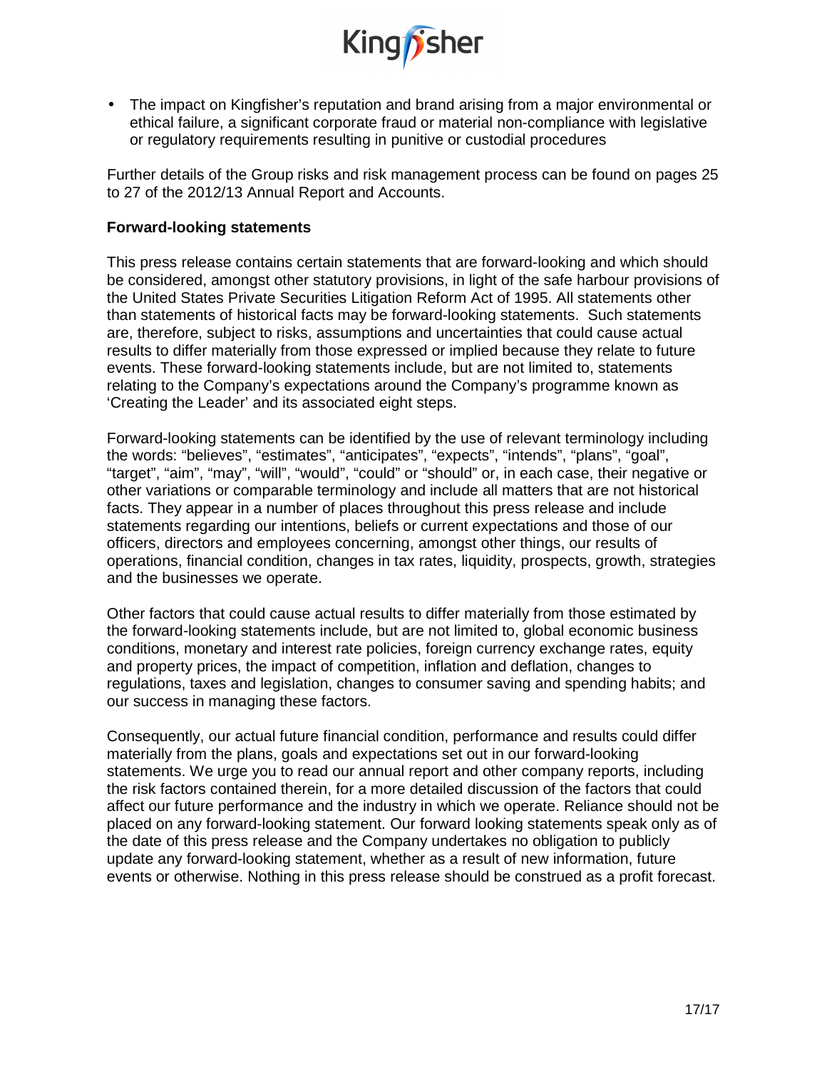- The impact on Kingfisher's reputation and brand arising from a major environmental or ethical failure, a significant corporate fraud or material non-compliance with legislative or regulatory requirements resulting in punitive or custodial procedures

Further details of the Group risks and risk management process can be found on pages 25 to 27 of the 2012/13 Annual Report and Accounts.

**Forward-looking statements**

This press release contains certain statements that are forward-looking and which should be considered, amongst other statutory provisions, in light of the safe harbour provisions of the United States Private Securities Litigation Reform Act of 1995. All statements other than statements of historical facts may be forward-looking statements. Such statements are, therefore, subject to risks, assumptions and uncertainties that could cause actual results to differ materially from those expressed or implied because they relate to future events. These forward-looking statements include, but are not limited to, statements relating to the Company's expectations around the Company's programme known as 'Creating the Leader' and its associated eight steps.

Forward-looking statements can be identified by the use of relevant terminology including the words: "believes", "estimates", "anticipates", "expects", "intends", "plans", "goal", "target", "aim", "may", "will", "would", "could" or "should" or, in each case, their negative or other variations or comparable terminology and include all matters that are not historical facts. They appear in a number of places throughout this press release and include statements regarding our intentions, beliefs or current expectations and those of our officers, directors and employees concerning, amongst other things, our results of operations, financial condition, changes in tax rates, liquidity, prospects, growth, strategies and the businesses we operate.

Other factors that could cause actual results to differ materially from those estimated by the forward-looking statements include, but are not limited to, global economic business conditions, monetary and interest rate policies, foreign currency exchange rates, equity and property prices, the impact of competition, inflation and deflation, changes to regulations, taxes and legislation, changes to consumer saving and spending habits; and our success in managing these factors.

Consequently, our actual future financial condition, performance and results could differ materially from the plans, goals and expectations set out in our forward-looking statements. We urge you to read our annual report and other company reports, including the risk factors contained therein, for a more detailed discussion of the factors that could affect our future performance and the industry in which we operate. Reliance should not be placed on any forward-looking statement. Our forward looking statements speak only as of the date of this press release and the Company undertakes no obligation to publicly update any forward-looking statement, whether as a result of new information, future events or otherwise. Nothing in this press release should be construed as a profit forecast.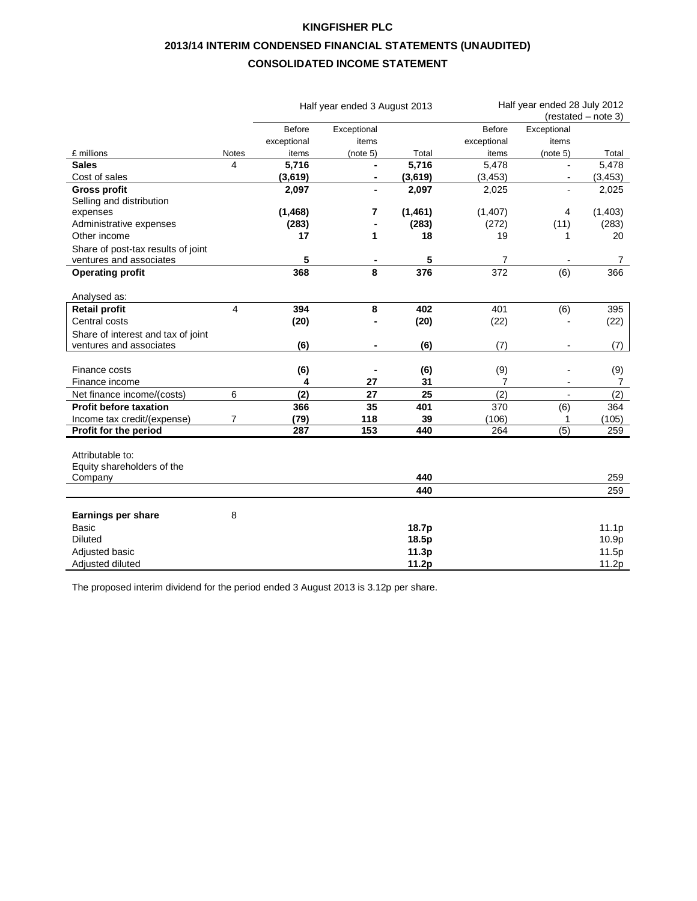# KINGFISHER PLC

## 2013/14 INTERIM CONDENSED FINANCIAL STATEMENTS (UNAUDITED)

## CONSOLIDATED INCOME STATEMENT

| | | Half year ended 3 August 2013 | | | Half year ended 28 July 2012 (restated – note 3) | | |
|---|---|---|---|---|---|---|---|
| £ millions | Notes | Before exceptional items | Exceptional items (note 5) | Total | Before exceptional items | Exceptional items (note 5) | Total |
| **Sales** | 4 | **5,716** | **-** | **5,716** | 5,478 | - | 5,478 |
| Cost of sales | | **(3,619)** | **-** | **(3,619)** | (3,453) | - | (3,453) |
| **Gross profit** | | **2,097** | **-** | **2,097** | 2,025 | - | 2,025 |
| Selling and distribution expenses | | **(1,468)** | **7** | **(1,461)** | (1,407) | 4 | (1,403) |
| Administrative expenses | | **(283)** | **-** | **(283)** | (272) | (11) | (283) |
| Other income | | **17** | **1** | **18** | 19 | 1 | 20 |
| Share of post-tax results of joint ventures and associates | | **5** | **-** | **5** | 7 | - | 7 |
| **Operating profit** | | **368** | **8** | **376** | 372 | (6) | 366 |
| | | | | | | | |
| Analysed as: | | | | | | | |
| **Retail profit** | 4 | **394** | **8** | **402** | 401 | (6) | 395 |
| Central costs | | **(20)** | **-** | **(20)** | (22) | - | (22) |
| Share of interest and tax of joint ventures and associates | | **(6)** | **-** | **(6)** | (7) | - | (7) |
| | | | | | | | |
| Finance costs | | **(6)** | **-** | **(6)** | (9) | - | (9) |
| Finance income | | **4** | **27** | **31** | 7 | - | 7 |
| Net finance income/(costs) | 6 | **(2)** | **27** | **25** | (2) | - | (2) |
| **Profit before taxation** | | **366** | **35** | **401** | 370 | (6) | 364 |
| Income tax credit/(expense) | 7 | **(79)** | **118** | **39** | (106) | 1 | (105) |
| **Profit for the period** | | **287** | **153** | **440** | 264 | (5) | 259 |
| | | | | | | | |
| Attributable to: | | | | | | | |
| Equity shareholders of the Company | | | | **440** | | | 259 |
| | | | | **440** | | | 259 |
| | | | | | | | |
| **Earnings per share** | 8 | | | | | | |
| Basic | | | | **18.7p** | | | 11.1p |
| Diluted | | | | **18.5p** | | | 10.9p |
| Adjusted basic | | | | **11.3p** | | | 11.5p |
| Adjusted diluted | | | | **11.2p** | | | 11.2p |

The proposed interim dividend for the period ended 3 August 2013 is 3.12p per share.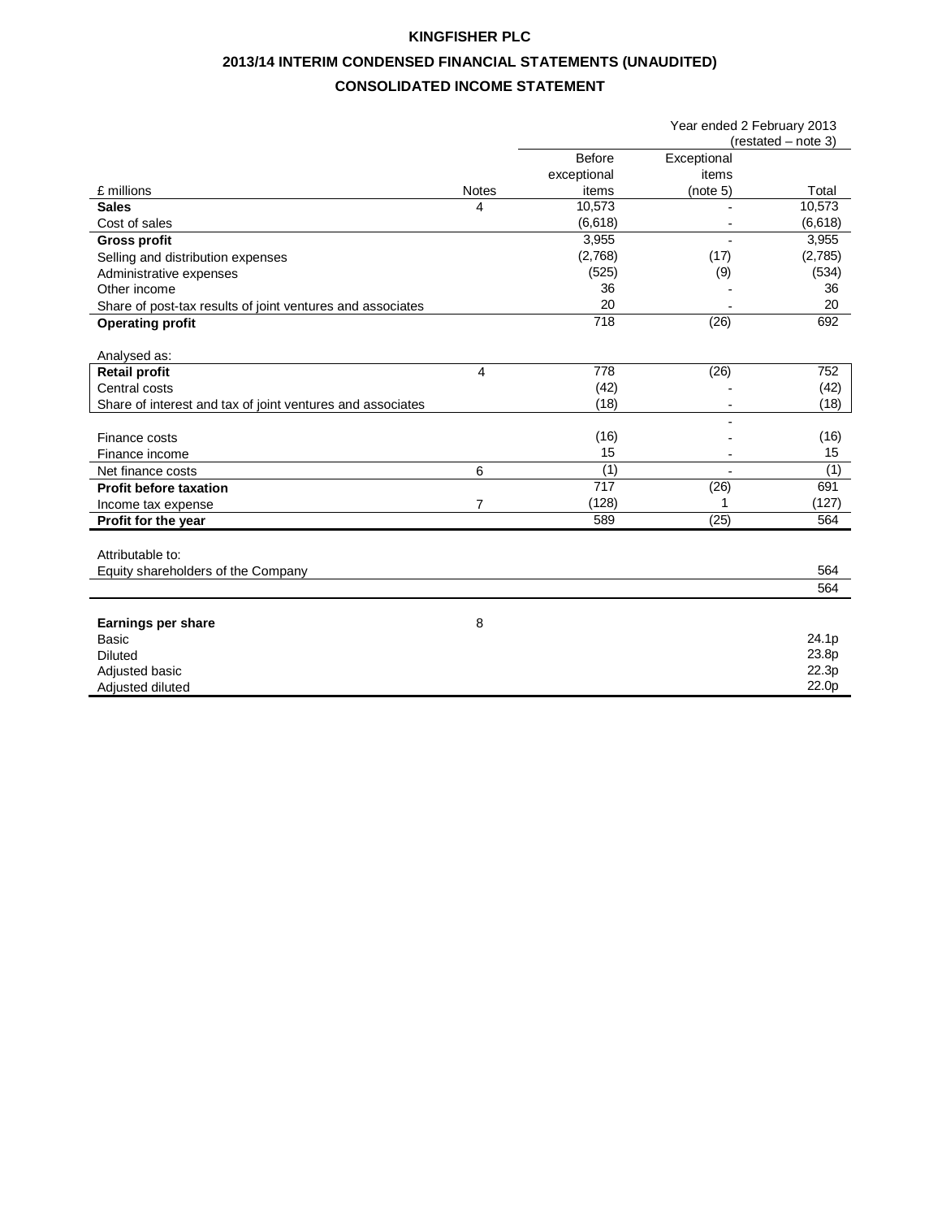**KINGFISHER PLC**

**2013/14 INTERIM CONDENSED FINANCIAL STATEMENTS (UNAUDITED)**

**CONSOLIDATED INCOME STATEMENT**

| | | Year ended 2 February 2013 (restated – note 3) | | |
|---|---|---|---|---|
| £ millions | Notes | Before exceptional items | Exceptional items (note 5) | Total |
| **Sales** | 4 | 10,573 | - | 10,573 |
| Cost of sales | | (6,618) | - | (6,618) |
| **Gross profit** | | 3,955 | - | 3,955 |
| Selling and distribution expenses | | (2,768) | (17) | (2,785) |
| Administrative expenses | | (525) | (9) | (534) |
| Other income | | 36 | - | 36 |
| Share of post-tax results of joint ventures and associates | | 20 | - | 20 |
| **Operating profit** | | 718 | (26) | 692 |
| | | | | |
| Analysed as: | | | | |
| **Retail profit** | 4 | 778 | (26) | 752 |
| Central costs | | (42) | - | (42) |
| Share of interest and tax of joint ventures and associates | | (18) | - | (18) |
| | | | - | |
| Finance costs | | (16) | - | (16) |
| Finance income | | 15 | - | 15 |
| Net finance costs | 6 | (1) | - | (1) |
| **Profit before taxation** | | 717 | (26) | 691 |
| Income tax expense | 7 | (128) | 1 | (127) |
| **Profit for the year** | | 589 | (25) | 564 |
| | | | | |
| Attributable to: | | | | |
| Equity shareholders of the Company | | | | 564 |
| | | | | 564 |
| | | | | |
| **Earnings per share** | 8 | | | |
| Basic | | | | 24.1p |
| Diluted | | | | 23.8p |
| Adjusted basic | | | | 22.3p |
| Adjusted diluted | | | | 22.0p |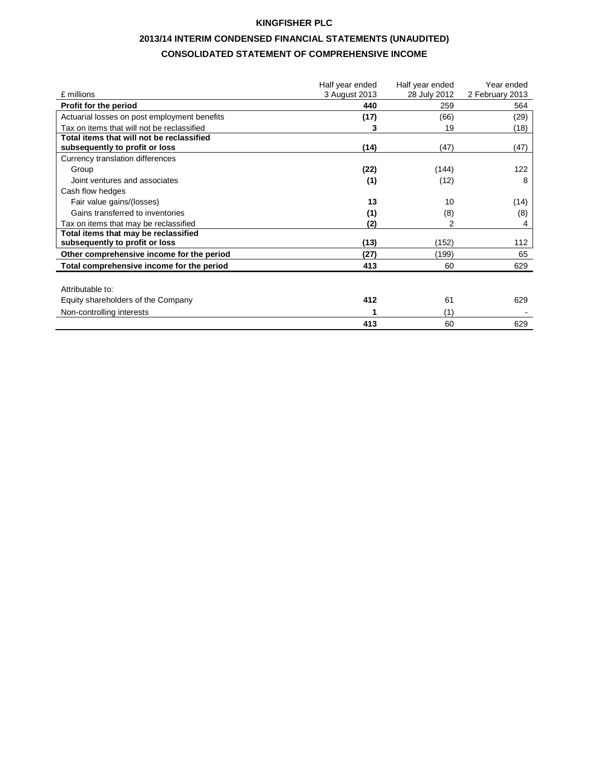**KINGFISHER PLC**

**2013/14 INTERIM CONDENSED FINANCIAL STATEMENTS (UNAUDITED)**

**CONSOLIDATED STATEMENT OF COMPREHENSIVE INCOME**

| £ millions | Half year ended 3 August 2013 | Half year ended 28 July 2012 | Year ended 2 February 2013 |
|---|---|---|---|
| **Profit for the period** | **440** | 259 | 564 |
| Actuarial losses on post employment benefits | **(17)** | (66) | (29) |
| Tax on items that will not be reclassified | **3** | 19 | (18) |
| **Total items that will not be reclassified subsequently to profit or loss** | **(14)** | (47) | (47) |
| Currency translation differences | | | |
| Group | **(22)** | (144) | 122 |
| Joint ventures and associates | **(1)** | (12) | 8 |
| Cash flow hedges | | | |
| Fair value gains/(losses) | **13** | 10 | (14) |
| Gains transferred to inventories | **(1)** | (8) | (8) |
| Tax on items that may be reclassified | **(2)** | 2 | 4 |
| **Total items that may be reclassified subsequently to profit or loss** | **(13)** | (152) | 112 |
| **Other comprehensive income for the period** | **(27)** | (199) | 65 |
| **Total comprehensive income for the period** | **413** | 60 | 629 |
| | | | |
| Attributable to: | | | |
| Equity shareholders of the Company | **412** | 61 | 629 |
| Non-controlling interests | **1** | (1) | - |
| | **413** | 60 | 629 |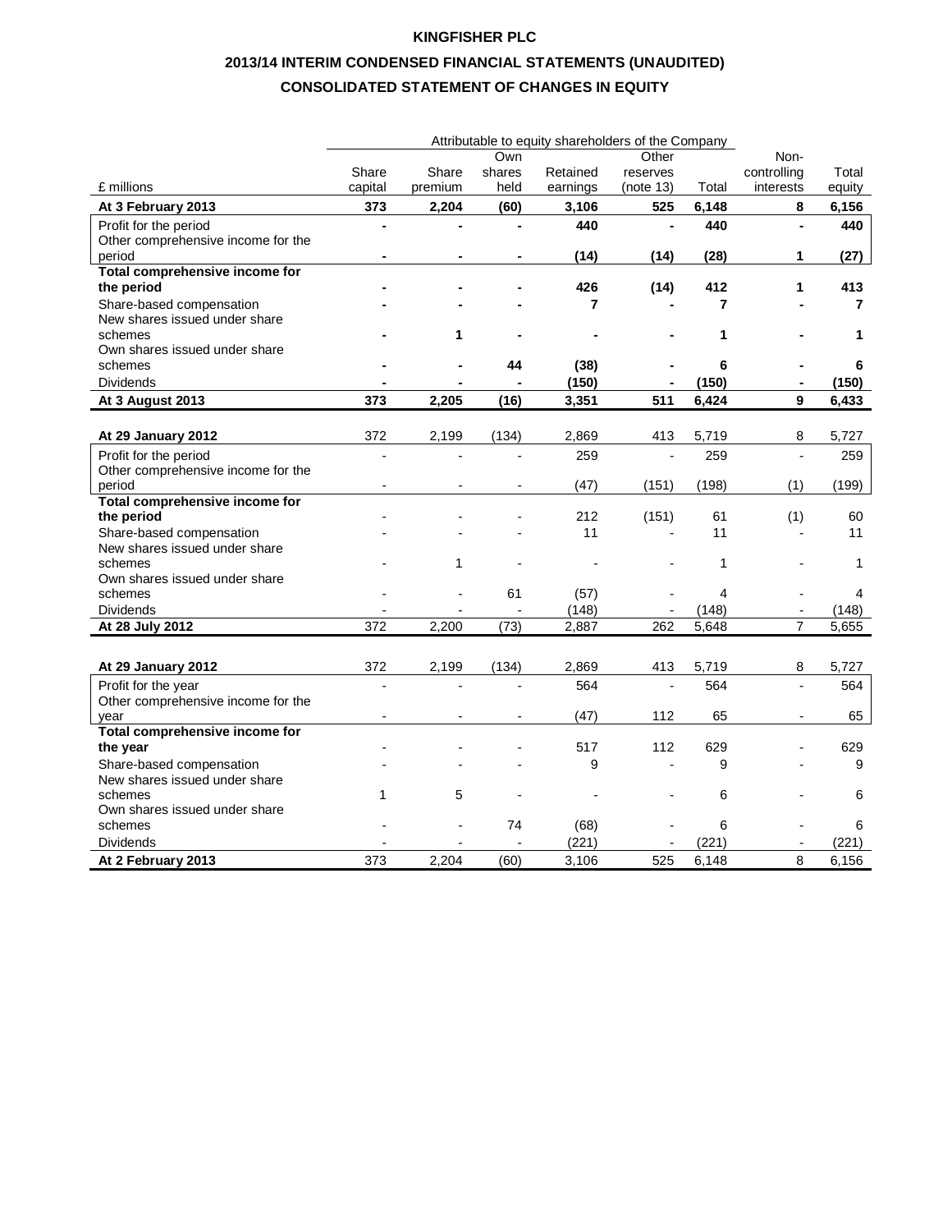**KINGFISHER PLC**

**2013/14 INTERIM CONDENSED FINANCIAL STATEMENTS (UNAUDITED)**

**CONSOLIDATED STATEMENT OF CHANGES IN EQUITY**

| | Attributable to equity shareholders of the Company | | | | | | | |
|---|---|---|---|---|---|---|---|---|
| £ millions | Share capital | Share premium | Own shares held | Retained earnings | Other reserves (note 13) | Total | Non-controlling interests | Total equity |
| **At 3 February 2013** | **373** | **2,204** | **(60)** | **3,106** | **525** | **6,148** | **8** | **6,156** |
| Profit for the period | **-** | **-** | **-** | **440** | **-** | **440** | **-** | **440** |
| Other comprehensive income for the period | **-** | **-** | **-** | **(14)** | **(14)** | **(28)** | **1** | **(27)** |
| **Total comprehensive income for the period** | **-** | **-** | **-** | **426** | **(14)** | **412** | **1** | **413** |
| Share-based compensation | **-** | **-** | **-** | **7** | **-** | **7** | **-** | **7** |
| New shares issued under share schemes | **-** | **1** | **-** | **-** | **-** | **1** | **-** | **1** |
| Own shares issued under share schemes | **-** | **-** | **44** | **(38)** | **-** | **6** | **-** | **6** |
| Dividends | **-** | **-** | **-** | **(150)** | **-** | **(150)** | **-** | **(150)** |
| **At 3 August 2013** | **373** | **2,205** | **(16)** | **3,351** | **511** | **6,424** | **9** | **6,433** |
| | | | | | | | | |
| **At 29 January 2012** | 372 | 2,199 | (134) | 2,869 | 413 | 5,719 | 8 | 5,727 |
| Profit for the period | - | - | - | 259 | - | 259 | - | 259 |
| Other comprehensive income for the period | - | - | - | (47) | (151) | (198) | (1) | (199) |
| **Total comprehensive income for the period** | - | - | - | 212 | (151) | 61 | (1) | 60 |
| Share-based compensation | - | - | - | 11 | - | 11 | - | 11 |
| New shares issued under share schemes | - | 1 | - | - | - | 1 | - | 1 |
| Own shares issued under share schemes | - | - | 61 | (57) | - | 4 | - | 4 |
| Dividends | - | - | - | (148) | - | (148) | - | (148) |
| **At 28 July 2012** | 372 | 2,200 | (73) | 2,887 | 262 | 5,648 | 7 | 5,655 |
| | | | | | | | | |
| **At 29 January 2012** | 372 | 2,199 | (134) | 2,869 | 413 | 5,719 | 8 | 5,727 |
| Profit for the year | - | - | - | 564 | - | 564 | - | 564 |
| Other comprehensive income for the year | - | - | - | (47) | 112 | 65 | - | 65 |
| **Total comprehensive income for the year** | - | - | - | 517 | 112 | 629 | - | 629 |
| Share-based compensation | - | - | - | 9 | - | 9 | - | 9 |
| New shares issued under share schemes | 1 | 5 | - | - | - | 6 | - | 6 |
| Own shares issued under share schemes | - | - | 74 | (68) | - | 6 | - | 6 |
| Dividends | - | - | - | (221) | - | (221) | - | (221) |
| **At 2 February 2013** | 373 | 2,204 | (60) | 3,106 | 525 | 6,148 | 8 | 6,156 |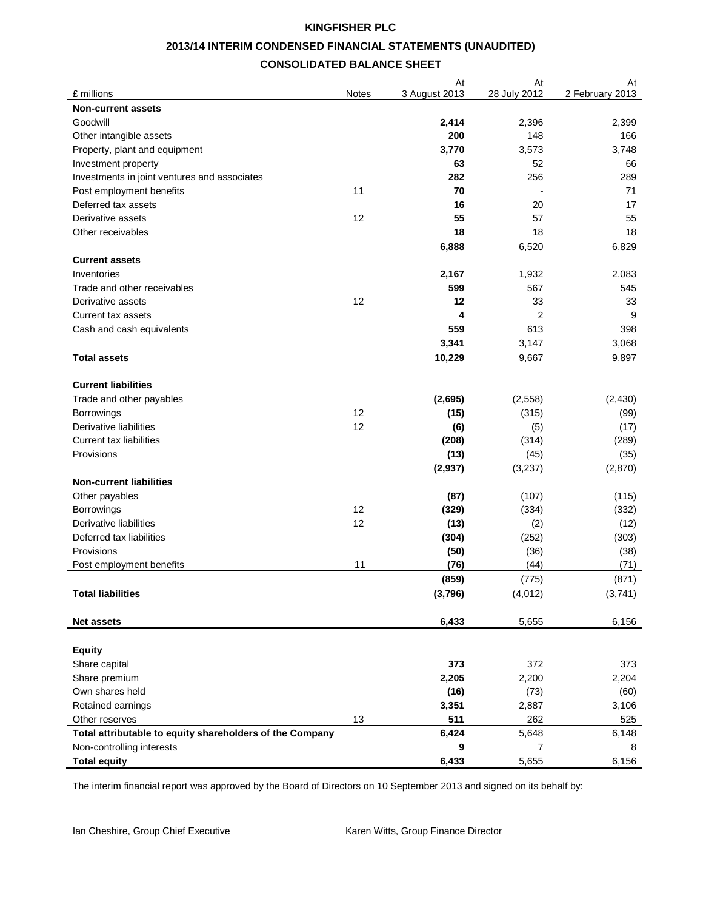**KINGFISHER PLC**

**2013/14 INTERIM CONDENSED FINANCIAL STATEMENTS (UNAUDITED)**

**CONSOLIDATED BALANCE SHEET**

| £ millions | Notes | At 3 August 2013 | At 28 July 2012 | At 2 February 2013 |
|---|---|---|---|---|
| **Non-current assets** | | | | |
| Goodwill | | **2,414** | 2,396 | 2,399 |
| Other intangible assets | | **200** | 148 | 166 |
| Property, plant and equipment | | **3,770** | 3,573 | 3,748 |
| Investment property | | **63** | 52 | 66 |
| Investments in joint ventures and associates | | **282** | 256 | 289 |
| Post employment benefits | 11 | **70** | - | 71 |
| Deferred tax assets | | **16** | 20 | 17 |
| Derivative assets | 12 | **55** | 57 | 55 |
| Other receivables | | **18** | 18 | 18 |
| | | **6,888** | 6,520 | 6,829 |
| **Current assets** | | | | |
| Inventories | | **2,167** | 1,932 | 2,083 |
| Trade and other receivables | | **599** | 567 | 545 |
| Derivative assets | 12 | **12** | 33 | 33 |
| Current tax assets | | **4** | 2 | 9 |
| Cash and cash equivalents | | **559** | 613 | 398 |
| | | **3,341** | 3,147 | 3,068 |
| **Total assets** | | **10,229** | 9,667 | 9,897 |
| **Current liabilities** | | | | |
| Trade and other payables | | **(2,695)** | (2,558) | (2,430) |
| Borrowings | 12 | **(15)** | (315) | (99) |
| Derivative liabilities | 12 | **(6)** | (5) | (17) |
| Current tax liabilities | | **(208)** | (314) | (289) |
| Provisions | | **(13)** | (45) | (35) |
| | | **(2,937)** | (3,237) | (2,870) |
| **Non-current liabilities** | | | | |
| Other payables | | **(87)** | (107) | (115) |
| Borrowings | 12 | **(329)** | (334) | (332) |
| Derivative liabilities | 12 | **(13)** | (2) | (12) |
| Deferred tax liabilities | | **(304)** | (252) | (303) |
| Provisions | | **(50)** | (36) | (38) |
| Post employment benefits | 11 | **(76)** | (44) | (71) |
| | | **(859)** | (775) | (871) |
| **Total liabilities** | | **(3,796)** | (4,012) | (3,741) |
| **Net assets** | | **6,433** | 5,655 | 6,156 |
| **Equity** | | | | |
| Share capital | | **373** | 372 | 373 |
| Share premium | | **2,205** | 2,200 | 2,204 |
| Own shares held | | **(16)** | (73) | (60) |
| Retained earnings | | **3,351** | 2,887 | 3,106 |
| Other reserves | 13 | **511** | 262 | 525 |
| **Total attributable to equity shareholders of the Company** | | **6,424** | 5,648 | 6,148 |
| Non-controlling interests | | **9** | 7 | 8 |
| **Total equity** | | **6,433** | 5,655 | 6,156 |

The interim financial report was approved by the Board of Directors on 10 September 2013 and signed on its behalf by:

Ian Cheshire, Group Chief Executive

Karen Witts, Group Finance Director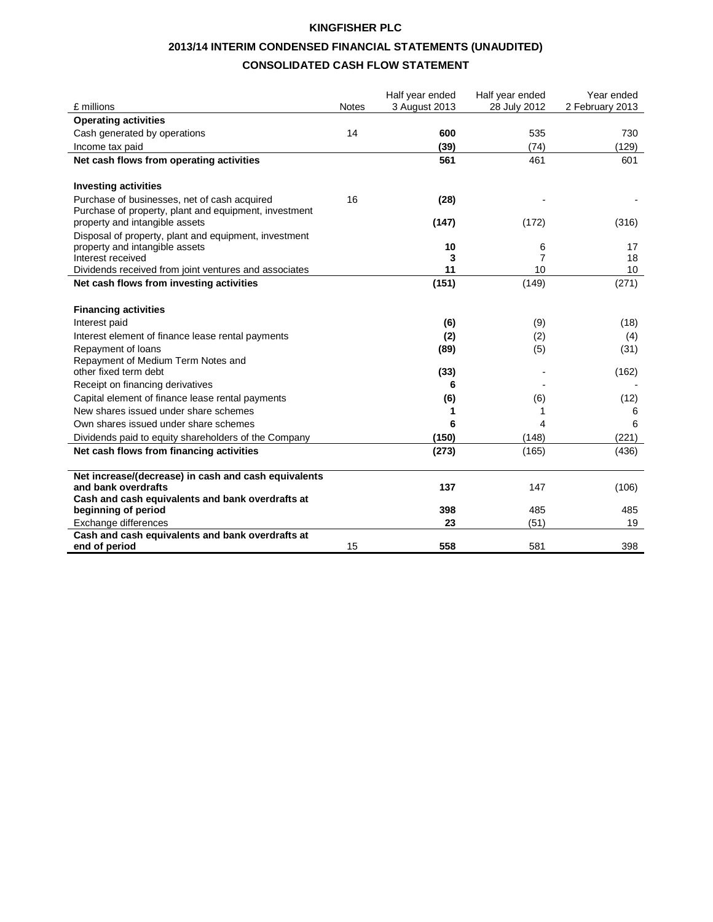**KINGFISHER PLC**

**2013/14 INTERIM CONDENSED FINANCIAL STATEMENTS (UNAUDITED)**

**CONSOLIDATED CASH FLOW STATEMENT**

| £ millions | Notes | Half year ended 3 August 2013 | Half year ended 28 July 2012 | Year ended 2 February 2013 |
|---|---|---|---|---|
| **Operating activities** | | | | |
| Cash generated by operations | 14 | **600** | 535 | 730 |
| Income tax paid | | **(39)** | (74) | (129) |
| **Net cash flows from operating activities** | | **561** | 461 | 601 |
| | | | | |
| **Investing activities** | | | | |
| Purchase of businesses, net of cash acquired | 16 | **(28)** | - | - |
| Purchase of property, plant and equipment, investment property and intangible assets | | **(147)** | (172) | (316) |
| Disposal of property, plant and equipment, investment property and intangible assets | | **10** | 6 | 17 |
| Interest received | | **3** | 7 | 18 |
| Dividends received from joint ventures and associates | | **11** | 10 | 10 |
| **Net cash flows from investing activities** | | **(151)** | (149) | (271) |
| | | | | |
| **Financing activities** | | | | |
| Interest paid | | **(6)** | (9) | (18) |
| Interest element of finance lease rental payments | | **(2)** | (2) | (4) |
| Repayment of loans | | **(89)** | (5) | (31) |
| Repayment of Medium Term Notes and other fixed term debt | | **(33)** | - | (162) |
| Receipt on financing derivatives | | **6** | - | - |
| Capital element of finance lease rental payments | | **(6)** | (6) | (12) |
| New shares issued under share schemes | | **1** | 1 | 6 |
| Own shares issued under share schemes | | **6** | 4 | 6 |
| Dividends paid to equity shareholders of the Company | | **(150)** | (148) | (221) |
| **Net cash flows from financing activities** | | **(273)** | (165) | (436) |
| | | | | |
| **Net increase/(decrease) in cash and cash equivalents and bank overdrafts** | | **137** | 147 | (106) |
| **Cash and cash equivalents and bank overdrafts at beginning of period** | | **398** | 485 | 485 |
| Exchange differences | | **23** | (51) | 19 |
| **Cash and cash equivalents and bank overdrafts at end of period** | 15 | **558** | 581 | 398 |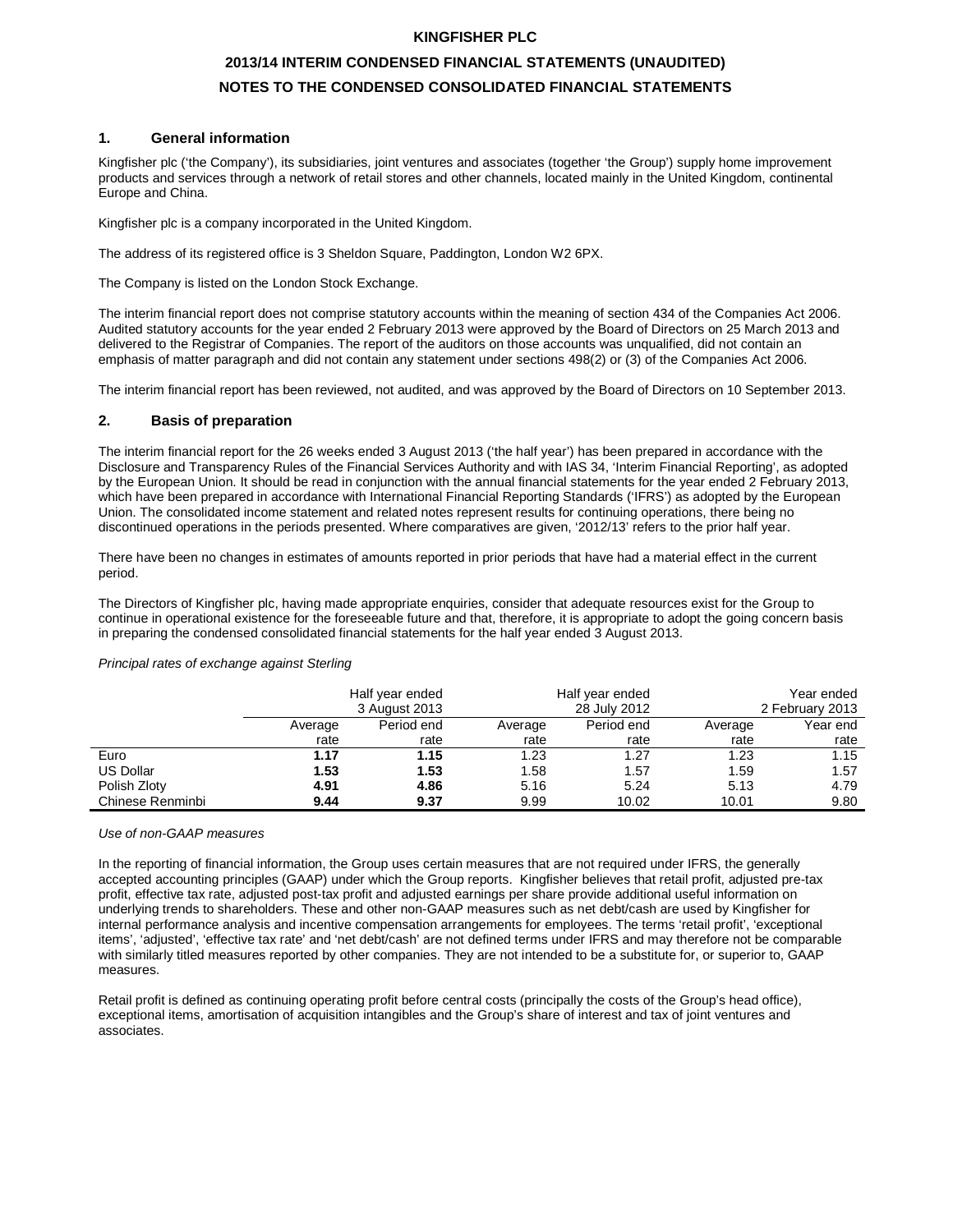**KINGFISHER PLC**

**2013/14 INTERIM CONDENSED FINANCIAL STATEMENTS (UNAUDITED)**

**NOTES TO THE CONDENSED CONSOLIDATED FINANCIAL STATEMENTS**

## 1. General information

Kingfisher plc ('the Company'), its subsidiaries, joint ventures and associates (together 'the Group') supply home improvement products and services through a network of retail stores and other channels, located mainly in the United Kingdom, continental Europe and China.

Kingfisher plc is a company incorporated in the United Kingdom.

The address of its registered office is 3 Sheldon Square, Paddington, London W2 6PX.

The Company is listed on the London Stock Exchange.

The interim financial report does not comprise statutory accounts within the meaning of section 434 of the Companies Act 2006. Audited statutory accounts for the year ended 2 February 2013 were approved by the Board of Directors on 25 March 2013 and delivered to the Registrar of Companies. The report of the auditors on those accounts was unqualified, did not contain an emphasis of matter paragraph and did not contain any statement under sections 498(2) or (3) of the Companies Act 2006.

The interim financial report has been reviewed, not audited, and was approved by the Board of Directors on 10 September 2013.

## 2. Basis of preparation

The interim financial report for the 26 weeks ended 3 August 2013 ('the half year') has been prepared in accordance with the Disclosure and Transparency Rules of the Financial Services Authority and with IAS 34, 'Interim Financial Reporting', as adopted by the European Union. It should be read in conjunction with the annual financial statements for the year ended 2 February 2013, which have been prepared in accordance with International Financial Reporting Standards ('IFRS') as adopted by the European Union. The consolidated income statement and related notes represent results for continuing operations, there being no discontinued operations in the periods presented. Where comparatives are given, '2012/13' refers to the prior half year.

There have been no changes in estimates of amounts reported in prior periods that have had a material effect in the current period.

The Directors of Kingfisher plc, having made appropriate enquiries, consider that adequate resources exist for the Group to continue in operational existence for the foreseeable future and that, therefore, it is appropriate to adopt the going concern basis in preparing the condensed consolidated financial statements for the half year ended 3 August 2013.

*Principal rates of exchange against Sterling*

| | Half year ended 3 August 2013 | | Half year ended 28 July 2012 | | Year ended 2 February 2013 | |
|---|---|---|---|---|---|---|
| | Average rate | Period end rate | Average rate | Period end rate | Average rate | Year end rate |
| Euro | **1.17** | **1.15** | 1.23 | 1.27 | 1.23 | 1.15 |
| US Dollar | **1.53** | **1.53** | 1.58 | 1.57 | 1.59 | 1.57 |
| Polish Zloty | **4.91** | **4.86** | 5.16 | 5.24 | 5.13 | 4.79 |
| Chinese Renminbi | **9.44** | **9.37** | 9.99 | 10.02 | 10.01 | 9.80 |

*Use of non-GAAP measures*

In the reporting of financial information, the Group uses certain measures that are not required under IFRS, the generally accepted accounting principles (GAAP) under which the Group reports. Kingfisher believes that retail profit, adjusted pre-tax profit, effective tax rate, adjusted post-tax profit and adjusted earnings per share provide additional useful information on underlying trends to shareholders. These and other non-GAAP measures such as net debt/cash are used by Kingfisher for internal performance analysis and incentive compensation arrangements for employees. The terms 'retail profit', 'exceptional items', 'adjusted', 'effective tax rate' and 'net debt/cash' are not defined terms under IFRS and may therefore not be comparable with similarly titled measures reported by other companies. They are not intended to be a substitute for, or superior to, GAAP measures.

Retail profit is defined as continuing operating profit before central costs (principally the costs of the Group's head office), exceptional items, amortisation of acquisition intangibles and the Group's share of interest and tax of joint ventures and associates.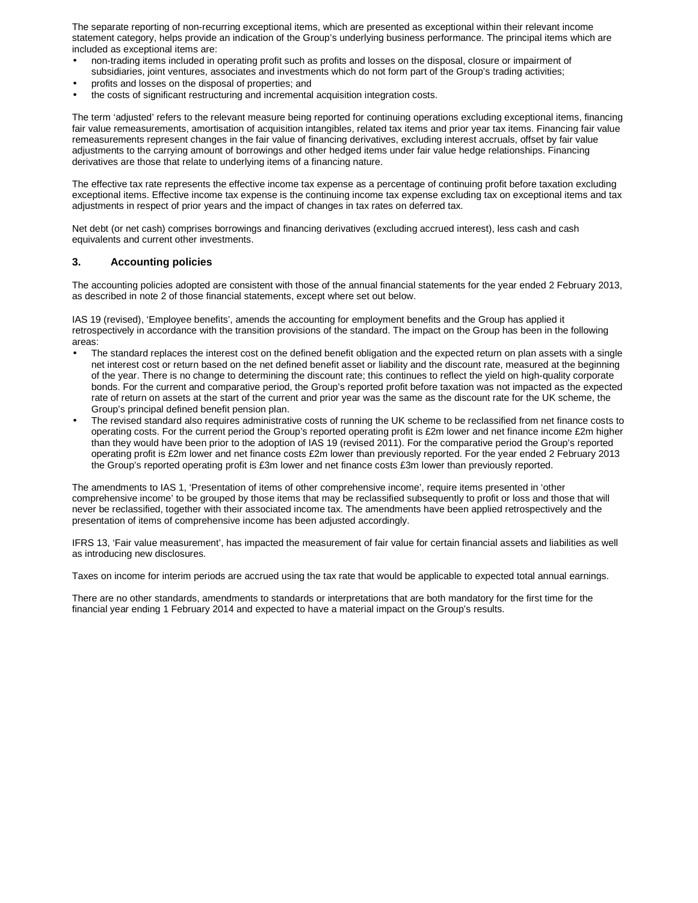The separate reporting of non-recurring exceptional items, which are presented as exceptional within their relevant income statement category, helps provide an indication of the Group's underlying business performance. The principal items which are included as exceptional items are:

- non-trading items included in operating profit such as profits and losses on the disposal, closure or impairment of subsidiaries, joint ventures, associates and investments which do not form part of the Group's trading activities;
- profits and losses on the disposal of properties; and
- the costs of significant restructuring and incremental acquisition integration costs.

The term 'adjusted' refers to the relevant measure being reported for continuing operations excluding exceptional items, financing fair value remeasurements, amortisation of acquisition intangibles, related tax items and prior year tax items. Financing fair value remeasurements represent changes in the fair value of financing derivatives, excluding interest accruals, offset by fair value adjustments to the carrying amount of borrowings and other hedged items under fair value hedge relationships. Financing derivatives are those that relate to underlying items of a financing nature.

The effective tax rate represents the effective income tax expense as a percentage of continuing profit before taxation excluding exceptional items. Effective income tax expense is the continuing income tax expense excluding tax on exceptional items and tax adjustments in respect of prior years and the impact of changes in tax rates on deferred tax.

Net debt (or net cash) comprises borrowings and financing derivatives (excluding accrued interest), less cash and cash equivalents and current other investments.

## 3. Accounting policies

The accounting policies adopted are consistent with those of the annual financial statements for the year ended 2 February 2013, as described in note 2 of those financial statements, except where set out below.

IAS 19 (revised), 'Employee benefits', amends the accounting for employment benefits and the Group has applied it retrospectively in accordance with the transition provisions of the standard. The impact on the Group has been in the following areas:

- The standard replaces the interest cost on the defined benefit obligation and the expected return on plan assets with a single net interest cost or return based on the net defined benefit asset or liability and the discount rate, measured at the beginning of the year. There is no change to determining the discount rate; this continues to reflect the yield on high-quality corporate bonds. For the current and comparative period, the Group's reported profit before taxation was not impacted as the expected rate of return on assets at the start of the current and prior year was the same as the discount rate for the UK scheme, the Group's principal defined benefit pension plan.
- The revised standard also requires administrative costs of running the UK scheme to be reclassified from net finance costs to operating costs. For the current period the Group's reported operating profit is £2m lower and net finance income £2m higher than they would have been prior to the adoption of IAS 19 (revised 2011). For the comparative period the Group's reported operating profit is £2m lower and net finance costs £2m lower than previously reported. For the year ended 2 February 2013 the Group's reported operating profit is £3m lower and net finance costs £3m lower than previously reported.

The amendments to IAS 1, 'Presentation of items of other comprehensive income', require items presented in 'other comprehensive income' to be grouped by those items that may be reclassified subsequently to profit or loss and those that will never be reclassified, together with their associated income tax. The amendments have been applied retrospectively and the presentation of items of comprehensive income has been adjusted accordingly.

IFRS 13, 'Fair value measurement', has impacted the measurement of fair value for certain financial assets and liabilities as well as introducing new disclosures.

Taxes on income for interim periods are accrued using the tax rate that would be applicable to expected total annual earnings.

There are no other standards, amendments to standards or interpretations that are both mandatory for the first time for the financial year ending 1 February 2014 and expected to have a material impact on the Group's results.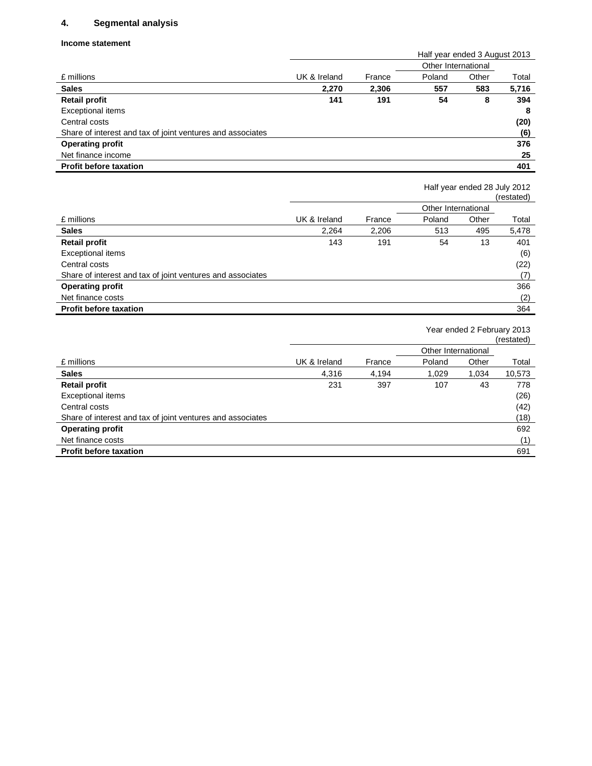## 4. Segmental analysis

### Income statement

| £ millions | UK & Ireland | France | Other International | | Total |
|---|---|---|---|---|---|
| | | | Half year ended 3 August 2013 | | |
| | | | Poland | Other | |
| **Sales** | **2,270** | **2,306** | **557** | **583** | **5,716** |
| **Retail profit** | **141** | **191** | **54** | **8** | **394** |
| Exceptional items | | | | | **8** |
| Central costs | | | | | **(20)** |
| Share of interest and tax of joint ventures and associates | | | | | **(6)** |
| **Operating profit** | | | | | **376** |
| Net finance income | | | | | **25** |
| **Profit before taxation** | | | | | **401** |

| £ millions | UK & Ireland | France | Other International | | Total |
|---|---|---|---|---|---|
| | | | Half year ended 28 July 2012 (restated) | | |
| | | | Poland | Other | |
| **Sales** | 2,264 | 2,206 | 513 | 495 | 5,478 |
| **Retail profit** | 143 | 191 | 54 | 13 | 401 |
| Exceptional items | | | | | (6) |
| Central costs | | | | | (22) |
| Share of interest and tax of joint ventures and associates | | | | | (7) |
| **Operating profit** | | | | | 366 |
| Net finance costs | | | | | (2) |
| **Profit before taxation** | | | | | 364 |

| £ millions | UK & Ireland | France | Other International | | Total |
|---|---|---|---|---|---|
| | | | Year ended 2 February 2013 (restated) | | |
| | | | Poland | Other | |
| **Sales** | 4,316 | 4,194 | 1,029 | 1,034 | 10,573 |
| **Retail profit** | 231 | 397 | 107 | 43 | 778 |
| Exceptional items | | | | | (26) |
| Central costs | | | | | (42) |
| Share of interest and tax of joint ventures and associates | | | | | (18) |
| **Operating profit** | | | | | 692 |
| Net finance costs | | | | | (1) |
| **Profit before taxation** | | | | | 691 |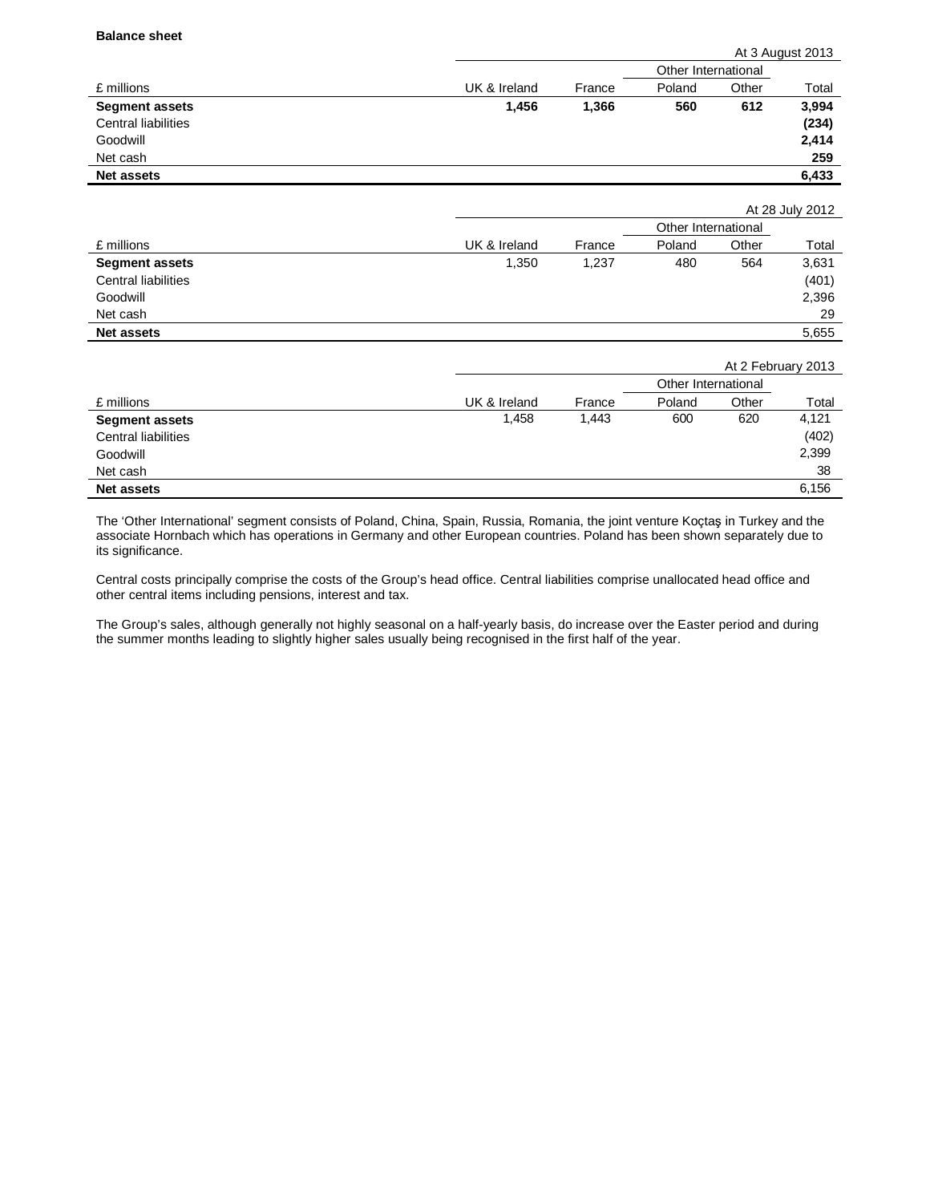**Balance sheet**

| £ millions | UK & Ireland | France | Other International | | Total |
|---|---|---|---|---|---|
| | | | Poland | Other | |
| **At 3 August 2013** | | | | | |
| **Segment assets** | **1,456** | **1,366** | **560** | **612** | **3,994** |
| Central liabilities | | | | | **(234)** |
| Goodwill | | | | | **2,414** |
| Net cash | | | | | **259** |
| **Net assets** | | | | | **6,433** |

| £ millions | UK & Ireland | France | Other International | | Total |
|---|---|---|---|---|---|
| | | | Poland | Other | |
| **At 28 July 2012** | | | | | |
| **Segment assets** | 1,350 | 1,237 | 480 | 564 | 3,631 |
| Central liabilities | | | | | (401) |
| Goodwill | | | | | 2,396 |
| Net cash | | | | | 29 |
| **Net assets** | | | | | 5,655 |

| £ millions | UK & Ireland | France | Other International | | Total |
|---|---|---|---|---|---|
| | | | Poland | Other | |
| **At 2 February 2013** | | | | | |
| **Segment assets** | 1,458 | 1,443 | 600 | 620 | 4,121 |
| Central liabilities | | | | | (402) |
| Goodwill | | | | | 2,399 |
| Net cash | | | | | 38 |
| **Net assets** | | | | | 6,156 |

The 'Other International' segment consists of Poland, China, Spain, Russia, Romania, the joint venture Koçtaş in Turkey and the associate Hornbach which has operations in Germany and other European countries. Poland has been shown separately due to its significance.

Central costs principally comprise the costs of the Group's head office. Central liabilities comprise unallocated head office and other central items including pensions, interest and tax.

The Group's sales, although generally not highly seasonal on a half-yearly basis, do increase over the Easter period and during the summer months leading to slightly higher sales usually being recognised in the first half of the year.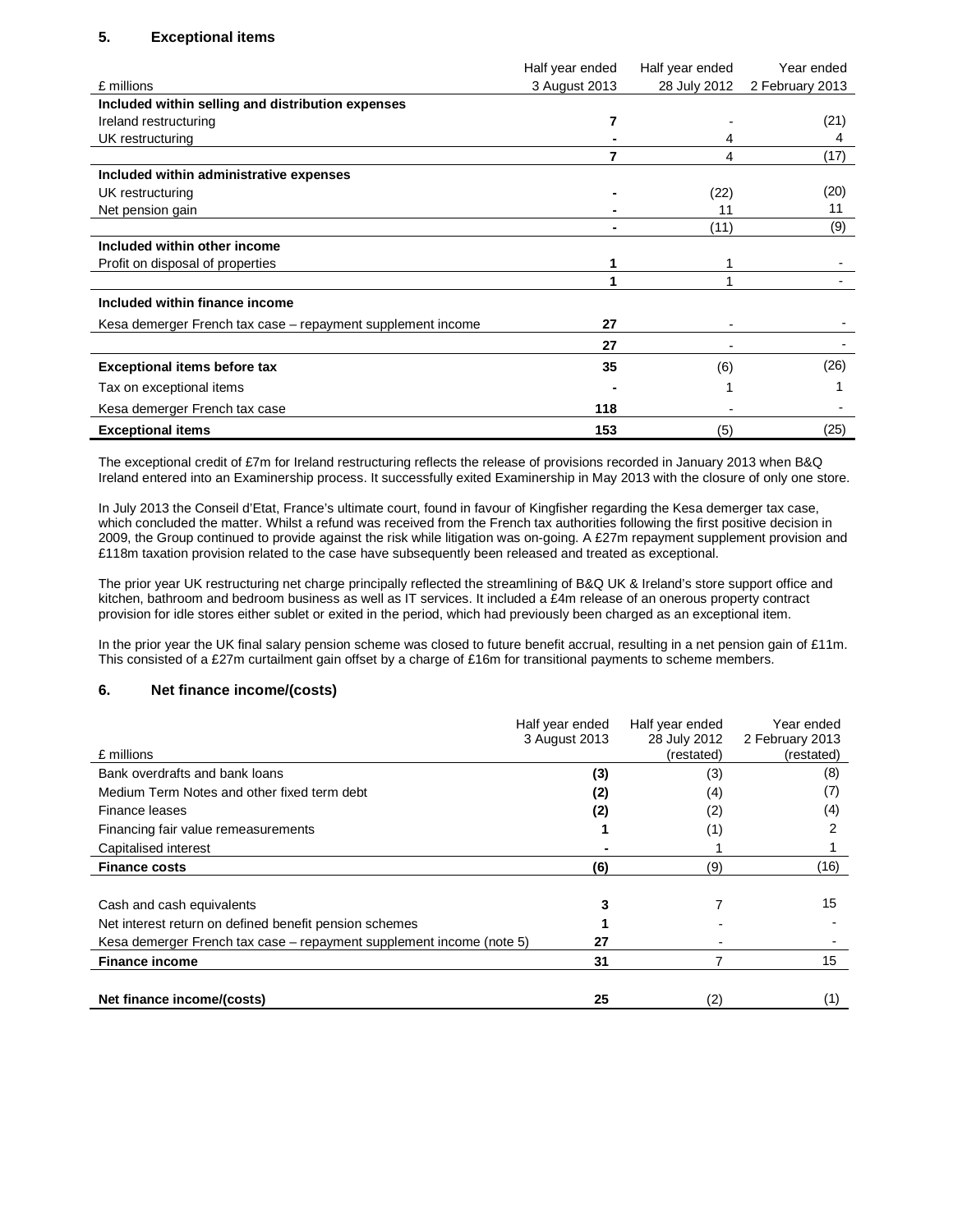## 5. Exceptional items

| £ millions | Half year ended 3 August 2013 | Half year ended 28 July 2012 | Year ended 2 February 2013 |
|---|---|---|---|
| **Included within selling and distribution expenses** | | | |
| Ireland restructuring | **7** | - | (21) |
| UK restructuring | **-** | 4 | 4 |
| | **7** | 4 | (17) |
| **Included within administrative expenses** | | | |
| UK restructuring | **-** | (22) | (20) |
| Net pension gain | **-** | 11 | 11 |
| | **-** | (11) | (9) |
| **Included within other income** | | | |
| Profit on disposal of properties | **1** | 1 | - |
| | **1** | 1 | - |
| **Included within finance income** | | | |
| Kesa demerger French tax case – repayment supplement income | **27** | - | - |
| | **27** | - | - |
| **Exceptional items before tax** | **35** | (6) | (26) |
| Tax on exceptional items | **-** | 1 | 1 |
| Kesa demerger French tax case | **118** | - | - |
| **Exceptional items** | **153** | (5) | (25) |

The exceptional credit of £7m for Ireland restructuring reflects the release of provisions recorded in January 2013 when B&Q Ireland entered into an Examinership process. It successfully exited Examinership in May 2013 with the closure of only one store.

In July 2013 the Conseil d'Etat, France's ultimate court, found in favour of Kingfisher regarding the Kesa demerger tax case, which concluded the matter. Whilst a refund was received from the French tax authorities following the first positive decision in 2009, the Group continued to provide against the risk while litigation was on-going. A £27m repayment supplement provision and £118m taxation provision related to the case have subsequently been released and treated as exceptional.

The prior year UK restructuring net charge principally reflected the streamlining of B&Q UK & Ireland's store support office and kitchen, bathroom and bedroom business as well as IT services. It included a £4m release of an onerous property contract provision for idle stores either sublet or exited in the period, which had previously been charged as an exceptional item.

In the prior year the UK final salary pension scheme was closed to future benefit accrual, resulting in a net pension gain of £11m. This consisted of a £27m curtailment gain offset by a charge of £16m for transitional payments to scheme members.

## 6. Net finance income/(costs)

| £ millions | Half year ended 3 August 2013 | Half year ended 28 July 2012 (restated) | Year ended 2 February 2013 (restated) |
|---|---|---|---|
| Bank overdrafts and bank loans | **(3)** | (3) | (8) |
| Medium Term Notes and other fixed term debt | **(2)** | (4) | (7) |
| Finance leases | **(2)** | (2) | (4) |
| Financing fair value remeasurements | **1** | (1) | 2 |
| Capitalised interest | **-** | 1 | 1 |
| **Finance costs** | **(6)** | (9) | (16) |
| | | | |
| Cash and cash equivalents | **3** | 7 | 15 |
| Net interest return on defined benefit pension schemes | **1** | - | - |
| Kesa demerger French tax case – repayment supplement income (note 5) | **27** | - | - |
| **Finance income** | **31** | 7 | 15 |
| | | | |
| **Net finance income/(costs)** | **25** | (2) | (1) |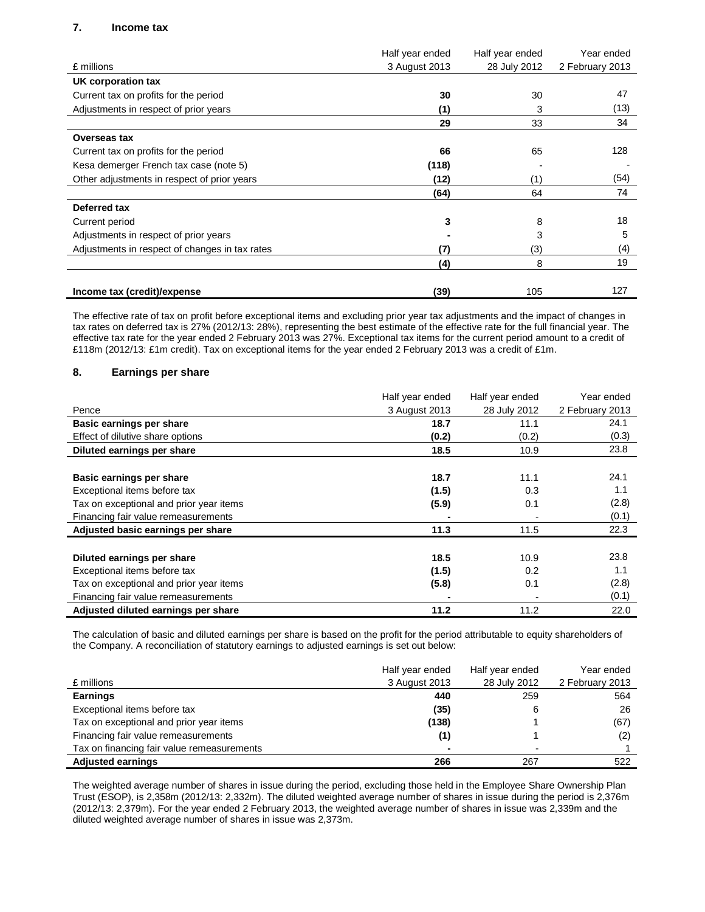## 7. Income tax

| £ millions | Half year ended 3 August 2013 | Half year ended 28 July 2012 | Year ended 2 February 2013 |
|---|---|---|---|
| **UK corporation tax** | | | |
| Current tax on profits for the period | **30** | 30 | 47 |
| Adjustments in respect of prior years | **(1)** | 3 | (13) |
| | **29** | 33 | 34 |
| **Overseas tax** | | | |
| Current tax on profits for the period | **66** | 65 | 128 |
| Kesa demerger French tax case (note 5) | **(118)** | - | - |
| Other adjustments in respect of prior years | **(12)** | (1) | (54) |
| | **(64)** | 64 | 74 |
| **Deferred tax** | | | |
| Current period | **3** | 8 | 18 |
| Adjustments in respect of prior years | **-** | 3 | 5 |
| Adjustments in respect of changes in tax rates | **(7)** | (3) | (4) |
| | **(4)** | 8 | 19 |
| **Income tax (credit)/expense** | **(39)** | 105 | 127 |

The effective rate of tax on profit before exceptional items and excluding prior year tax adjustments and the impact of changes in tax rates on deferred tax is 27% (2012/13: 28%), representing the best estimate of the effective rate for the full financial year. The effective tax rate for the year ended 2 February 2013 was 27%. Exceptional tax items for the current period amount to a credit of £118m (2012/13: £1m credit). Tax on exceptional items for the year ended 2 February 2013 was a credit of £1m.

## 8. Earnings per share

| Pence | Half year ended 3 August 2013 | Half year ended 28 July 2012 | Year ended 2 February 2013 |
|---|---|---|---|
| **Basic earnings per share** | **18.7** | 11.1 | 24.1 |
| Effect of dilutive share options | **(0.2)** | (0.2) | (0.3) |
| **Diluted earnings per share** | **18.5** | 10.9 | 23.8 |
| | | | |
| **Basic earnings per share** | **18.7** | 11.1 | 24.1 |
| Exceptional items before tax | **(1.5)** | 0.3 | 1.1 |
| Tax on exceptional and prior year items | **(5.9)** | 0.1 | (2.8) |
| Financing fair value remeasurements | **-** | - | (0.1) |
| **Adjusted basic earnings per share** | **11.3** | 11.5 | 22.3 |
| | | | |
| **Diluted earnings per share** | **18.5** | 10.9 | 23.8 |
| Exceptional items before tax | **(1.5)** | 0.2 | 1.1 |
| Tax on exceptional and prior year items | **(5.8)** | 0.1 | (2.8) |
| Financing fair value remeasurements | **-** | - | (0.1) |
| **Adjusted diluted earnings per share** | **11.2** | 11.2 | 22.0 |

The calculation of basic and diluted earnings per share is based on the profit for the period attributable to equity shareholders of the Company. A reconciliation of statutory earnings to adjusted earnings is set out below:

| £ millions | Half year ended 3 August 2013 | Half year ended 28 July 2012 | Year ended 2 February 2013 |
|---|---|---|---|
| **Earnings** | **440** | 259 | 564 |
| Exceptional items before tax | **(35)** | 6 | 26 |
| Tax on exceptional and prior year items | **(138)** | 1 | (67) |
| Financing fair value remeasurements | **(1)** | 1 | (2) |
| Tax on financing fair value remeasurements | **-** | - | 1 |
| **Adjusted earnings** | **266** | 267 | 522 |

The weighted average number of shares in issue during the period, excluding those held in the Employee Share Ownership Plan Trust (ESOP), is 2,358m (2012/13: 2,332m). The diluted weighted average number of shares in issue during the period is 2,376m (2012/13: 2,379m). For the year ended 2 February 2013, the weighted average number of shares in issue was 2,339m and the diluted weighted average number of shares in issue was 2,373m.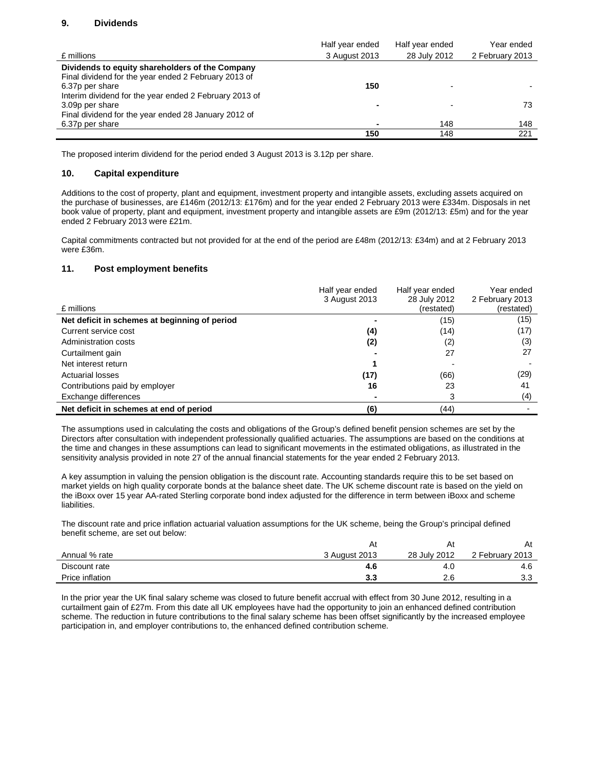## 9. Dividends

| £ millions | Half year ended 3 August 2013 | Half year ended 28 July 2012 | Year ended 2 February 2013 |
|---|---|---|---|
| **Dividends to equity shareholders of the Company** | | | |
| Final dividend for the year ended 2 February 2013 of 6.37p per share | **150** | - | - |
| Interim dividend for the year ended 2 February 2013 of 3.09p per share | **-** | - | 73 |
| Final dividend for the year ended 28 January 2012 of 6.37p per share | **-** | 148 | 148 |
| | **150** | 148 | 221 |

The proposed interim dividend for the period ended 3 August 2013 is 3.12p per share.

## 10. Capital expenditure

Additions to the cost of property, plant and equipment, investment property and intangible assets, excluding assets acquired on the purchase of businesses, are £146m (2012/13: £176m) and for the year ended 2 February 2013 were £334m. Disposals in net book value of property, plant and equipment, investment property and intangible assets are £9m (2012/13: £5m) and for the year ended 2 February 2013 were £21m.

Capital commitments contracted but not provided for at the end of the period are £48m (2012/13: £34m) and at 2 February 2013 were £36m.

## 11. Post employment benefits

| £ millions | Half year ended 3 August 2013 | Half year ended 28 July 2012 (restated) | Year ended 2 February 2013 (restated) |
|---|---|---|---|
| **Net deficit in schemes at beginning of period** | **-** | (15) | (15) |
| Current service cost | **(4)** | (14) | (17) |
| Administration costs | **(2)** | (2) | (3) |
| Curtailment gain | **-** | 27 | 27 |
| Net interest return | **1** | - | - |
| Actuarial losses | **(17)** | (66) | (29) |
| Contributions paid by employer | **16** | 23 | 41 |
| Exchange differences | **-** | 3 | (4) |
| **Net deficit in schemes at end of period** | **(6)** | (44) | - |

The assumptions used in calculating the costs and obligations of the Group's defined benefit pension schemes are set by the Directors after consultation with independent professionally qualified actuaries. The assumptions are based on the conditions at the time and changes in these assumptions can lead to significant movements in the estimated obligations, as illustrated in the sensitivity analysis provided in note 27 of the annual financial statements for the year ended 2 February 2013.

A key assumption in valuing the pension obligation is the discount rate. Accounting standards require this to be set based on market yields on high quality corporate bonds at the balance sheet date. The UK scheme discount rate is based on the yield on the iBoxx over 15 year AA-rated Sterling corporate bond index adjusted for the difference in term between iBoxx and scheme liabilities.

The discount rate and price inflation actuarial valuation assumptions for the UK scheme, being the Group's principal defined benefit scheme, are set out below:

| Annual % rate | At 3 August 2013 | At 28 July 2012 | At 2 February 2013 |
|---|---|---|---|
| Discount rate | **4.6** | 4.0 | 4.6 |
| Price inflation | **3.3** | 2.6 | 3.3 |

In the prior year the UK final salary scheme was closed to future benefit accrual with effect from 30 June 2012, resulting in a curtailment gain of £27m. From this date all UK employees have had the opportunity to join an enhanced defined contribution scheme. The reduction in future contributions to the final salary scheme has been offset significantly by the increased employee participation in, and employer contributions to, the enhanced defined contribution scheme.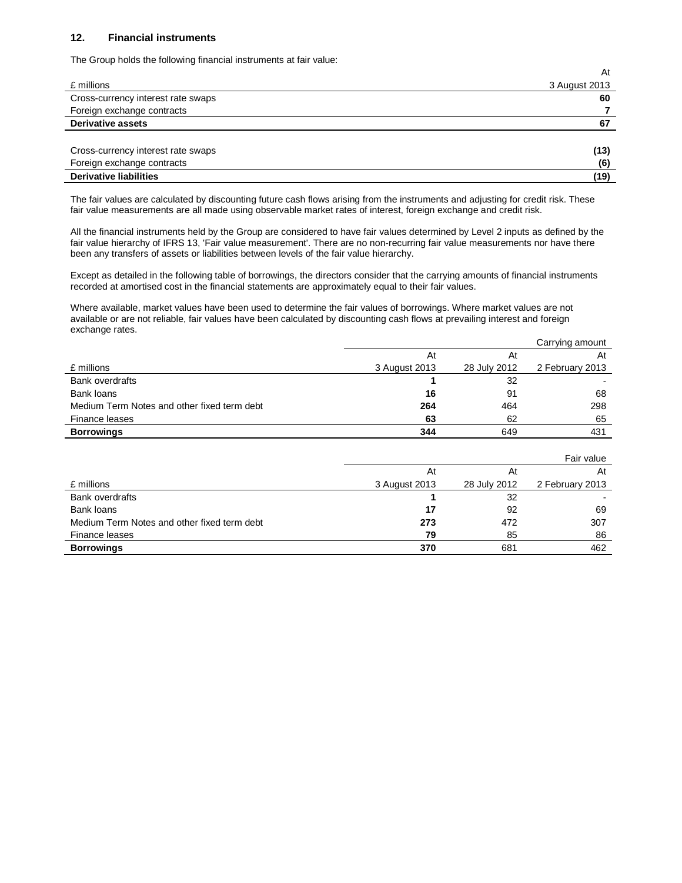## 12. Financial instruments

The Group holds the following financial instruments at fair value:

| £ millions | At 3 August 2013 |
|---|---|
| Cross-currency interest rate swaps | **60** |
| Foreign exchange contracts | **7** |
| **Derivative assets** | **67** |
| | |
| Cross-currency interest rate swaps | **(13)** |
| Foreign exchange contracts | **(6)** |
| **Derivative liabilities** | **(19)** |

The fair values are calculated by discounting future cash flows arising from the instruments and adjusting for credit risk. These fair value measurements are all made using observable market rates of interest, foreign exchange and credit risk.

All the financial instruments held by the Group are considered to have fair values determined by Level 2 inputs as defined by the fair value hierarchy of IFRS 13, 'Fair value measurement'. There are no non-recurring fair value measurements nor have there been any transfers of assets or liabilities between levels of the fair value hierarchy.

Except as detailed in the following table of borrowings, the directors consider that the carrying amounts of financial instruments recorded at amortised cost in the financial statements are approximately equal to their fair values.

Where available, market values have been used to determine the fair values of borrowings. Where market values are not available or are not reliable, fair values have been calculated by discounting cash flows at prevailing interest and foreign exchange rates.

| | | | Carrying amount |
|---|---|---|---|
| £ millions | At 3 August 2013 | At 28 July 2012 | At 2 February 2013 |
| Bank overdrafts | **1** | 32 | - |
| Bank loans | **16** | 91 | 68 |
| Medium Term Notes and other fixed term debt | **264** | 464 | 298 |
| Finance leases | **63** | 62 | 65 |
| **Borrowings** | **344** | 649 | 431 |

| | | | Fair value |
|---|---|---|---|
| £ millions | At 3 August 2013 | At 28 July 2012 | At 2 February 2013 |
| Bank overdrafts | **1** | 32 | - |
| Bank loans | **17** | 92 | 69 |
| Medium Term Notes and other fixed term debt | **273** | 472 | 307 |
| Finance leases | **79** | 85 | 86 |
| **Borrowings** | **370** | 681 | 462 |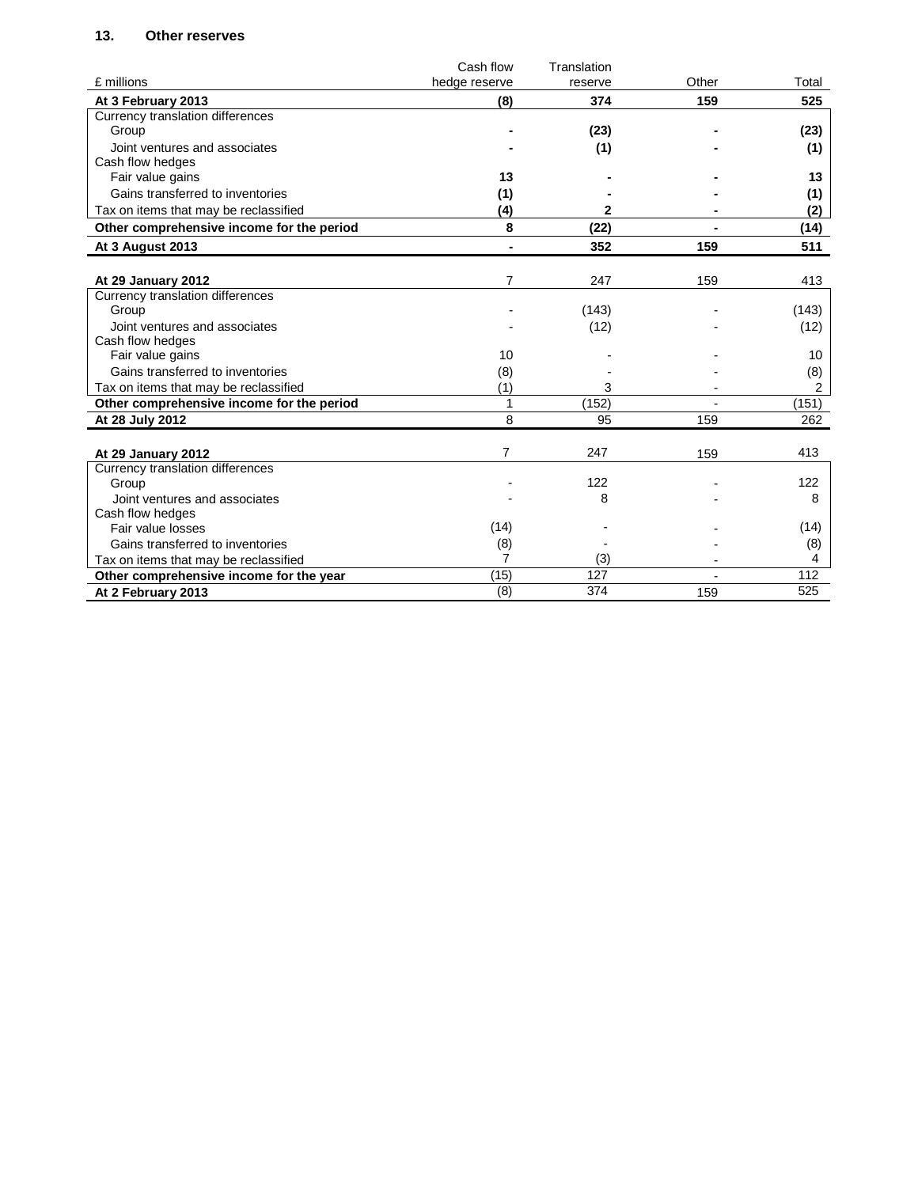### 13. Other reserves

| £ millions | Cash flow hedge reserve | Translation reserve | Other | Total |
|---|---|---|---|---|
| **At 3 February 2013** | **(8)** | **374** | **159** | **525** |
| Currency translation differences | | | | |
| Group | **-** | **(23)** | **-** | **(23)** |
| Joint ventures and associates | **-** | **(1)** | **-** | **(1)** |
| Cash flow hedges | | | | |
| Fair value gains | **13** | **-** | **-** | **13** |
| Gains transferred to inventories | **(1)** | **-** | **-** | **(1)** |
| Tax on items that may be reclassified | **(4)** | **2** | **-** | **(2)** |
| **Other comprehensive income for the period** | **8** | **(22)** | **-** | **(14)** |
| **At 3 August 2013** | **-** | **352** | **159** | **511** |
| | | | | |
| **At 29 January 2012** | 7 | 247 | 159 | 413 |
| Currency translation differences | | | | |
| Group | - | (143) | - | (143) |
| Joint ventures and associates | - | (12) | - | (12) |
| Cash flow hedges | | | | |
| Fair value gains | 10 | - | - | 10 |
| Gains transferred to inventories | (8) | - | - | (8) |
| Tax on items that may be reclassified | (1) | 3 | - | 2 |
| **Other comprehensive income for the period** | 1 | (152) | - | (151) |
| **At 28 July 2012** | 8 | 95 | 159 | 262 |
| | | | | |
| **At 29 January 2012** | 7 | 247 | 159 | 413 |
| Currency translation differences | | | | |
| Group | - | 122 | - | 122 |
| Joint ventures and associates | - | 8 | - | 8 |
| Cash flow hedges | | | | |
| Fair value losses | (14) | - | - | (14) |
| Gains transferred to inventories | (8) | - | - | (8) |
| Tax on items that may be reclassified | 7 | (3) | - | 4 |
| **Other comprehensive income for the year** | (15) | 127 | - | 112 |
| **At 2 February 2013** | (8) | 374 | 159 | 525 |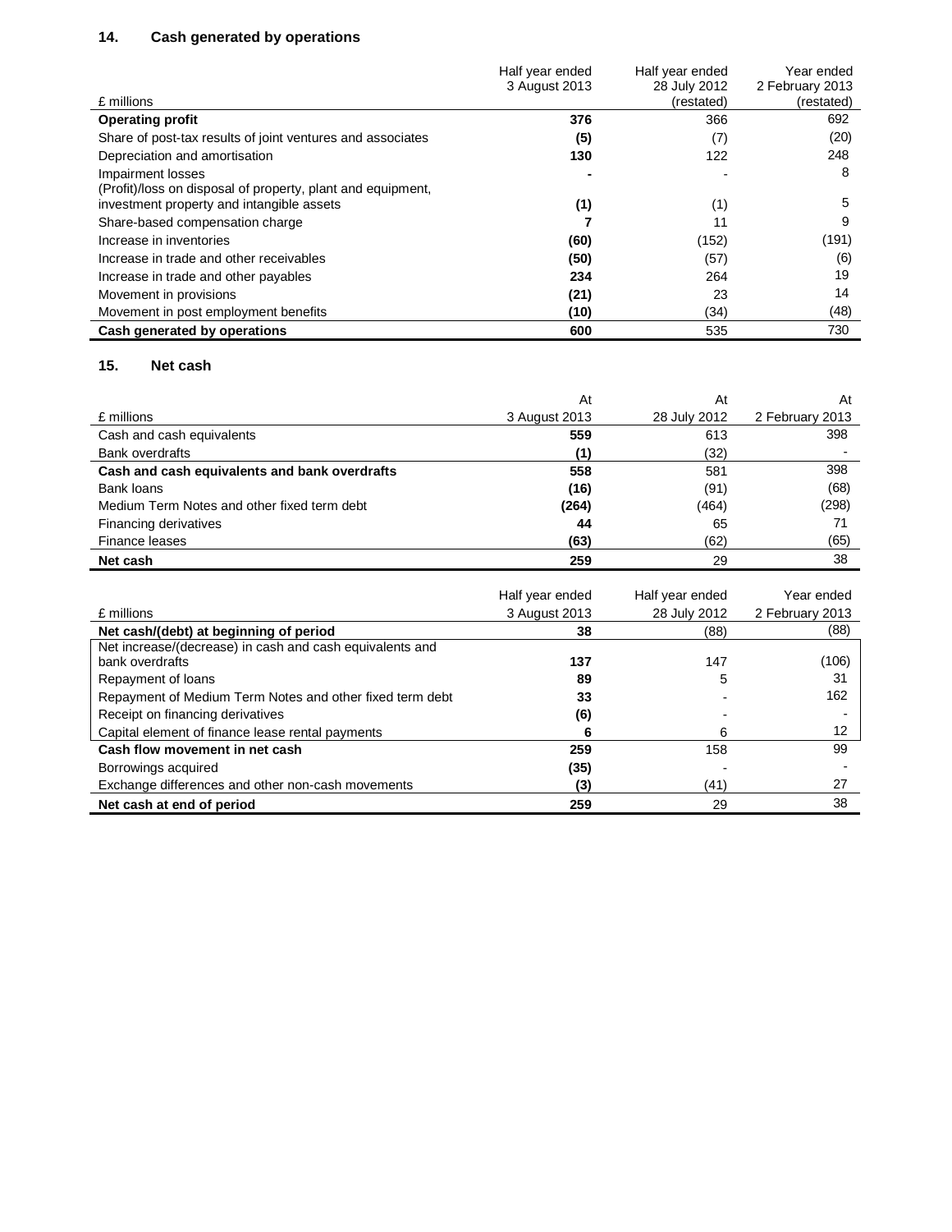## 14. Cash generated by operations

| £ millions | Half year ended 3 August 2013 | Half year ended 28 July 2012 (restated) | Year ended 2 February 2013 (restated) |
|---|---|---|---|
| **Operating profit** | **376** | 366 | 692 |
| Share of post-tax results of joint ventures and associates | **(5)** | (7) | (20) |
| Depreciation and amortisation | **130** | 122 | 248 |
| Impairment losses | **-** | - | 8 |
| (Profit)/loss on disposal of property, plant and equipment, investment property and intangible assets | **(1)** | (1) | 5 |
| Share-based compensation charge | **7** | 11 | 9 |
| Increase in inventories | **(60)** | (152) | (191) |
| Increase in trade and other receivables | **(50)** | (57) | (6) |
| Increase in trade and other payables | **234** | 264 | 19 |
| Movement in provisions | **(21)** | 23 | 14 |
| Movement in post employment benefits | **(10)** | (34) | (48) |
| **Cash generated by operations** | **600** | 535 | 730 |

## 15. Net cash

| £ millions | At 3 August 2013 | At 28 July 2012 | At 2 February 2013 |
|---|---|---|---|
| Cash and cash equivalents | **559** | 613 | 398 |
| Bank overdrafts | **(1)** | (32) | - |
| **Cash and cash equivalents and bank overdrafts** | **558** | 581 | 398 |
| Bank loans | **(16)** | (91) | (68) |
| Medium Term Notes and other fixed term debt | **(264)** | (464) | (298) |
| Financing derivatives | **44** | 65 | 71 |
| Finance leases | **(63)** | (62) | (65) |
| **Net cash** | **259** | 29 | 38 |

| £ millions | Half year ended 3 August 2013 | Half year ended 28 July 2012 | Year ended 2 February 2013 |
|---|---|---|---|
| **Net cash/(debt) at beginning of period** | **38** | (88) | (88) |
| Net increase/(decrease) in cash and cash equivalents and bank overdrafts | **137** | 147 | (106) |
| Repayment of loans | **89** | 5 | 31 |
| Repayment of Medium Term Notes and other fixed term debt | **33** | - | 162 |
| Receipt on financing derivatives | **(6)** | - | - |
| Capital element of finance lease rental payments | **6** | 6 | 12 |
| **Cash flow movement in net cash** | **259** | 158 | 99 |
| Borrowings acquired | **(35)** | - | - |
| Exchange differences and other non-cash movements | **(3)** | (41) | 27 |
| **Net cash at end of period** | **259** | 29 | 38 |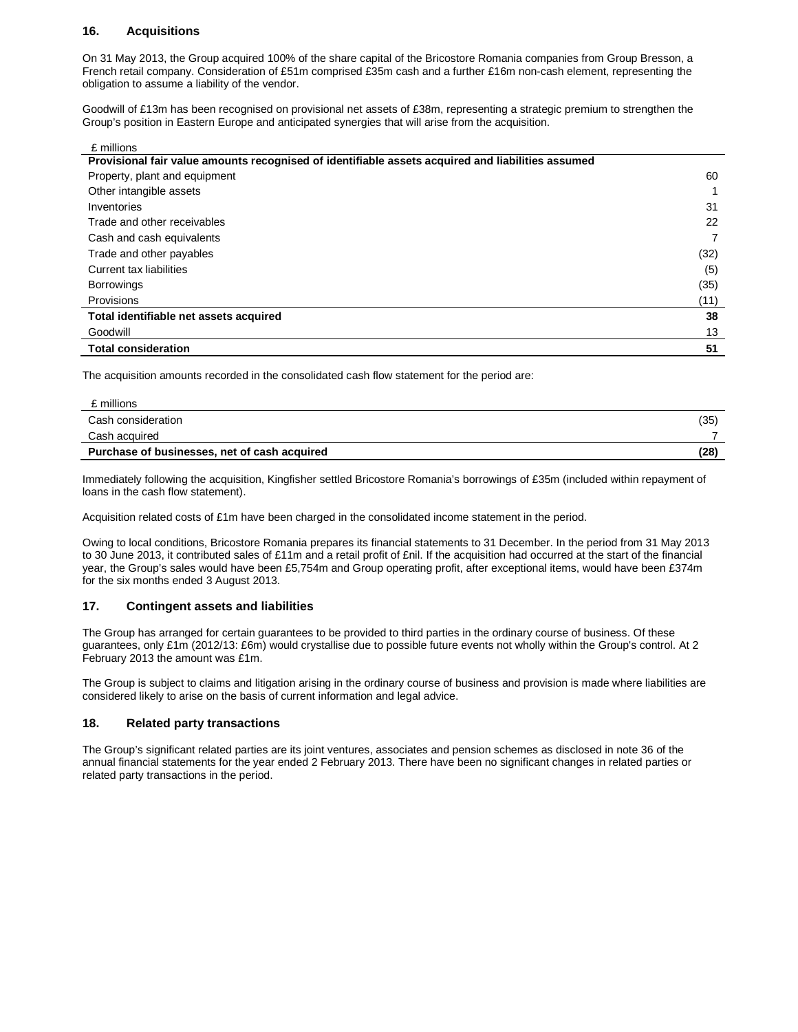## 16. Acquisitions

On 31 May 2013, the Group acquired 100% of the share capital of the Bricostore Romania companies from Group Bresson, a French retail company. Consideration of £51m comprised £35m cash and a further £16m non-cash element, representing the obligation to assume a liability of the vendor.

Goodwill of £13m has been recognised on provisional net assets of £38m, representing a strategic premium to strengthen the Group's position in Eastern Europe and anticipated synergies that will arise from the acquisition.

| £ millions | |
|---|---|
| **Provisional fair value amounts recognised of identifiable assets acquired and liabilities assumed** | |
| Property, plant and equipment | 60 |
| Other intangible assets | 1 |
| Inventories | 31 |
| Trade and other receivables | 22 |
| Cash and cash equivalents | 7 |
| Trade and other payables | (32) |
| Current tax liabilities | (5) |
| Borrowings | (35) |
| Provisions | (11) |
| **Total identifiable net assets acquired** | **38** |
| Goodwill | 13 |
| **Total consideration** | **51** |

The acquisition amounts recorded in the consolidated cash flow statement for the period are:

| £ millions | |
|---|---|
| Cash consideration | (35) |
| Cash acquired | 7 |
| **Purchase of businesses, net of cash acquired** | **(28)** |

Immediately following the acquisition, Kingfisher settled Bricostore Romania's borrowings of £35m (included within repayment of loans in the cash flow statement).

Acquisition related costs of £1m have been charged in the consolidated income statement in the period.

Owing to local conditions, Bricostore Romania prepares its financial statements to 31 December. In the period from 31 May 2013 to 30 June 2013, it contributed sales of £11m and a retail profit of £nil. If the acquisition had occurred at the start of the financial year, the Group's sales would have been £5,754m and Group operating profit, after exceptional items, would have been £374m for the six months ended 3 August 2013.

## 17. Contingent assets and liabilities

The Group has arranged for certain guarantees to be provided to third parties in the ordinary course of business. Of these guarantees, only £1m (2012/13: £6m) would crystallise due to possible future events not wholly within the Group's control. At 2 February 2013 the amount was £1m.

The Group is subject to claims and litigation arising in the ordinary course of business and provision is made where liabilities are considered likely to arise on the basis of current information and legal advice.

## 18. Related party transactions

The Group's significant related parties are its joint ventures, associates and pension schemes as disclosed in note 36 of the annual financial statements for the year ended 2 February 2013. There have been no significant changes in related parties or related party transactions in the period.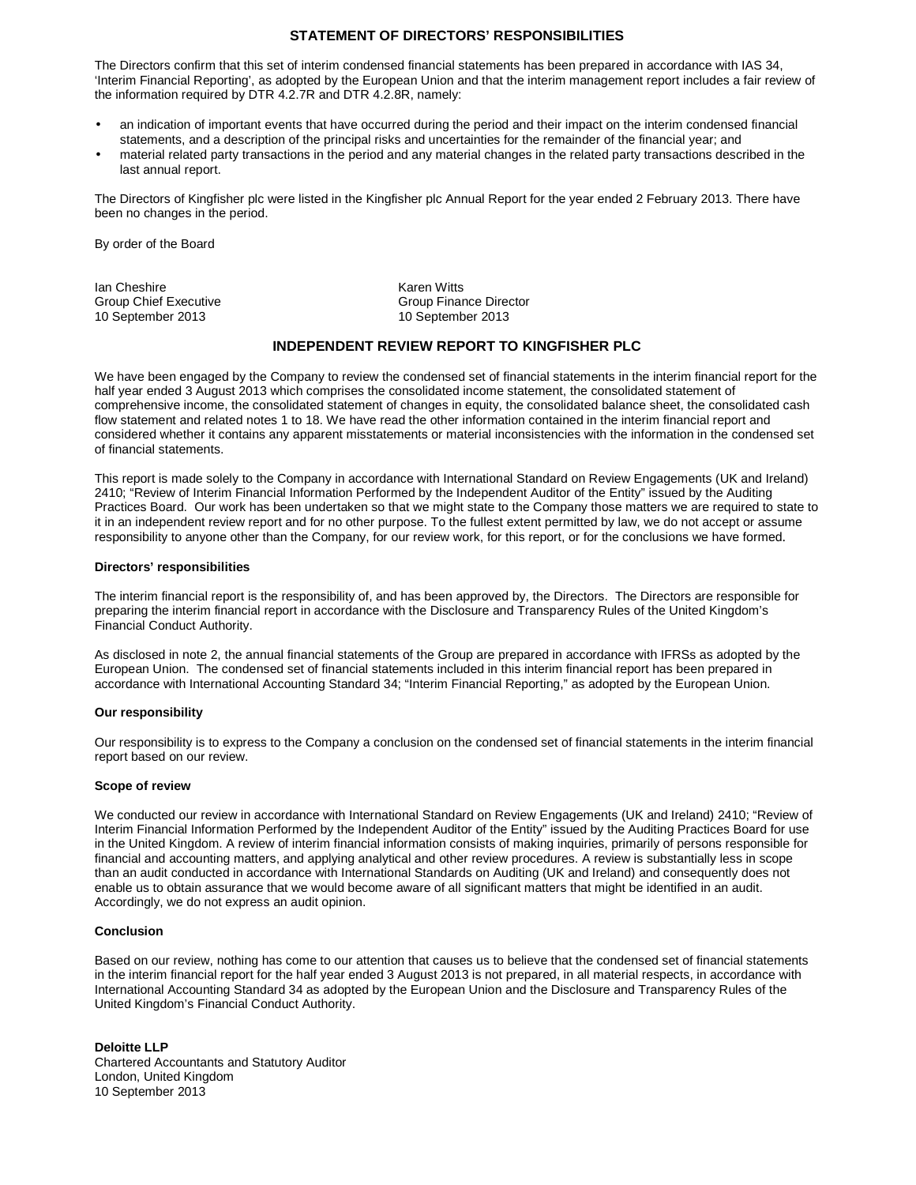## STATEMENT OF DIRECTORS' RESPONSIBILITIES

The Directors confirm that this set of interim condensed financial statements has been prepared in accordance with IAS 34, 'Interim Financial Reporting', as adopted by the European Union and that the interim management report includes a fair review of the information required by DTR 4.2.7R and DTR 4.2.8R, namely:

- an indication of important events that have occurred during the period and their impact on the interim condensed financial statements, and a description of the principal risks and uncertainties for the remainder of the financial year; and
- material related party transactions in the period and any material changes in the related party transactions described in the last annual report.

The Directors of Kingfisher plc were listed in the Kingfisher plc Annual Report for the year ended 2 February 2013. There have been no changes in the period.

By order of the Board

Ian Cheshire
Group Chief Executive
10 September 2013

Karen Witts
Group Finance Director
10 September 2013

## INDEPENDENT REVIEW REPORT TO KINGFISHER PLC

We have been engaged by the Company to review the condensed set of financial statements in the interim financial report for the half year ended 3 August 2013 which comprises the consolidated income statement, the consolidated statement of comprehensive income, the consolidated statement of changes in equity, the consolidated balance sheet, the consolidated cash flow statement and related notes 1 to 18. We have read the other information contained in the interim financial report and considered whether it contains any apparent misstatements or material inconsistencies with the information in the condensed set of financial statements.

This report is made solely to the Company in accordance with International Standard on Review Engagements (UK and Ireland) 2410; "Review of Interim Financial Information Performed by the Independent Auditor of the Entity" issued by the Auditing Practices Board. Our work has been undertaken so that we might state to the Company those matters we are required to state to it in an independent review report and for no other purpose. To the fullest extent permitted by law, we do not accept or assume responsibility to anyone other than the Company, for our review work, for this report, or for the conclusions we have formed.

### Directors' responsibilities

The interim financial report is the responsibility of, and has been approved by, the Directors. The Directors are responsible for preparing the interim financial report in accordance with the Disclosure and Transparency Rules of the United Kingdom's Financial Conduct Authority.

As disclosed in note 2, the annual financial statements of the Group are prepared in accordance with IFRSs as adopted by the European Union. The condensed set of financial statements included in this interim financial report has been prepared in accordance with International Accounting Standard 34; "Interim Financial Reporting," as adopted by the European Union.

### Our responsibility

Our responsibility is to express to the Company a conclusion on the condensed set of financial statements in the interim financial report based on our review.

### Scope of review

We conducted our review in accordance with International Standard on Review Engagements (UK and Ireland) 2410; "Review of Interim Financial Information Performed by the Independent Auditor of the Entity" issued by the Auditing Practices Board for use in the United Kingdom. A review of interim financial information consists of making inquiries, primarily of persons responsible for financial and accounting matters, and applying analytical and other review procedures. A review is substantially less in scope than an audit conducted in accordance with International Standards on Auditing (UK and Ireland) and consequently does not enable us to obtain assurance that we would become aware of all significant matters that might be identified in an audit. Accordingly, we do not express an audit opinion.

### Conclusion

Based on our review, nothing has come to our attention that causes us to believe that the condensed set of financial statements in the interim financial report for the half year ended 3 August 2013 is not prepared, in all material respects, in accordance with International Accounting Standard 34 as adopted by the European Union and the Disclosure and Transparency Rules of the United Kingdom's Financial Conduct Authority.

**Deloitte LLP**
Chartered Accountants and Statutory Auditor
London, United Kingdom
10 September 2013